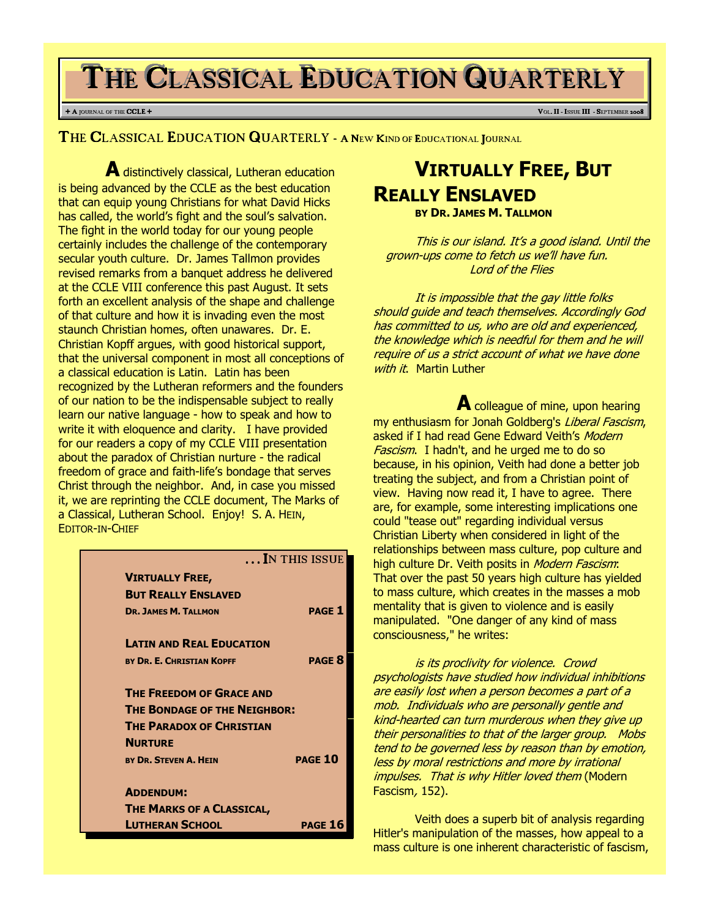# The Classical Education Quarterly

+ A JOURNAL OF THE CCLE + VOL. II - ISSUE III - SEPTEMBER 2008

## THE CLASSICAL EDUCATION QUARTERLY - A NEW KIND OF EDUCATIONAL JOURNAL

**A** distinctively classical, Lutheran education is being advanced by the CCLE as the best education that can equip young Christians for what David Hicks has called, the world's fight and the soul's salvation. The fight in the world today for our young people certainly includes the challenge of the contemporary secular youth culture. Dr. James Tallmon provides revised remarks from a banquet address he delivered at the CCLE VIII conference this past August. It sets forth an excellent analysis of the shape and challenge of that culture and how it is invading even the most staunch Christian homes, often unawares. Dr. E. Christian Kopff argues, with good historical support, that the universal component in most all conceptions of a classical education is Latin. Latin has been recognized by the Lutheran reformers and the founders of our nation to be the indispensable subject to really learn our native language - how to speak and how to write it with eloquence and clarity. I have provided for our readers a copy of my CCLE VIII presentation about the paradox of Christian nurture - the radical freedom of grace and faith-life's bondage that serves Christ through the neighbor. And, in case you missed it, we are reprinting the CCLE document, The Marks of a Classical, Lutheran School. Enjoy! S. A. HEIN, EDITOR-IN-CHIEF

**. . . IN THIS ISSUE**

| | |
|---|---|
| **VIRTUALLY FREE, BUT REALLY ENSLAVED** — DR. JAMES M. TALLMON | PAGE 1 |
| **LATIN AND REAL EDUCATION** — BY DR. E. CHRISTIAN KOPFF | PAGE 8 |
| **THE FREEDOM OF GRACE AND THE BONDAGE OF THE NEIGHBOR: THE PARADOX OF CHRISTIAN NURTURE** — BY DR. STEVEN A. HEIN | PAGE 10 |
| **ADDENDUM: THE MARKS OF A CLASSICAL, LUTHERAN SCHOOL** | PAGE 16 |

## VIRTUALLY FREE, BUT REALLY ENSLAVED

**BY DR. JAMES M. TALLMON**

*This is our island. It's a good island. Until the grown-ups come to fetch us we'll have fun.*
*Lord of the Flies*

*It is impossible that the gay little folks should guide and teach themselves. Accordingly God has committed to us, who are old and experienced, the knowledge which is needful for them and he will require of us a strict account of what we have done with it.* Martin Luther

**A** colleague of mine, upon hearing my enthusiasm for Jonah Goldberg's *Liberal Fascism*, asked if I had read Gene Edward Veith's *Modern Fascism*. I hadn't, and he urged me to do so because, in his opinion, Veith had done a better job treating the subject, and from a Christian point of view. Having now read it, I have to agree. There are, for example, some interesting implications one could "tease out" regarding individual versus Christian Liberty when considered in light of the relationships between mass culture, pop culture and high culture Dr. Veith posits in *Modern Fascism*: That over the past 50 years high culture has yielded to mass culture, which creates in the masses a mob mentality that is given to violence and is easily manipulated. "One danger of any kind of mass consciousness," he writes:

> *is its proclivity for violence. Crowd psychologists have studied how individual inhibitions are easily lost when a person becomes a part of a mob. Individuals who are personally gentle and kind-hearted can turn murderous when they give up their personalities to that of the larger group. Mobs tend to be governed less by reason than by emotion, less by moral restrictions and more by irrational impulses. That is why Hitler loved them* (Modern Fascism*,* 152).

Veith does a superb bit of analysis regarding Hitler's manipulation of the masses, how appeal to a mass culture is one inherent characteristic of fascism,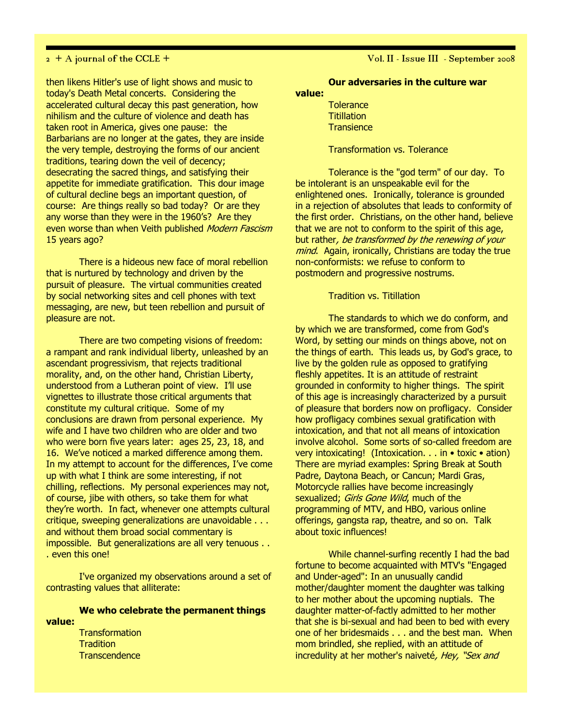then likens Hitler's use of light shows and music to today's Death Metal concerts. Considering the accelerated cultural decay this past generation, how nihilism and the culture of violence and death has taken root in America, gives one pause: the Barbarians are no longer at the gates, they are inside the very temple, destroying the forms of our ancient traditions, tearing down the veil of decency; desecrating the sacred things, and satisfying their appetite for immediate gratification. This dour image of cultural decline begs an important question, of course: Are things really so bad today? Or are they any worse than they were in the 1960's? Are they even worse than when Veith published *Modern Fascism* 15 years ago?

There is a hideous new face of moral rebellion that is nurtured by technology and driven by the pursuit of pleasure. The virtual communities created by social networking sites and cell phones with text messaging, are new, but teen rebellion and pursuit of pleasure are not.

There are two competing visions of freedom: a rampant and rank individual liberty, unleashed by an ascendant progressivism, that rejects traditional morality, and, on the other hand, Christian Liberty, understood from a Lutheran point of view. I'll use vignettes to illustrate those critical arguments that constitute my cultural critique. Some of my conclusions are drawn from personal experience. My wife and I have two children who are older and two who were born five years later: ages 25, 23, 18, and 16. We've noticed a marked difference among them. In my attempt to account for the differences, I've come up with what I think are some interesting, if not chilling, reflections. My personal experiences may not, of course, jibe with others, so take them for what they're worth. In fact, whenever one attempts cultural critique, sweeping generalizations are unavoidable . . . and without them broad social commentary is impossible. But generalizations are all very tenuous . . . even this one!

I've organized my observations around a set of contrasting values that alliterate:

**We who celebrate the permanent things value:**

Transformation
Tradition
Transcendence

**Our adversaries in the culture war value:**

Tolerance
Titillation
Transience

Transformation vs. Tolerance

Tolerance is the "god term" of our day. To be intolerant is an unspeakable evil for the enlightened ones. Ironically, tolerance is grounded in a rejection of absolutes that leads to conformity of the first order. Christians, on the other hand, believe that we are not to conform to the spirit of this age, but rather*, be transformed by the renewing of your mind*. Again, ironically, Christians are today the true non-conformists: we refuse to conform to postmodern and progressive nostrums.

Tradition vs. Titillation

The standards to which we do conform, and by which we are transformed, come from God's Word, by setting our minds on things above, not on the things of earth. This leads us, by God's grace, to live by the golden rule as opposed to gratifying fleshly appetites. It is an attitude of restraint grounded in conformity to higher things. The spirit of this age is increasingly characterized by a pursuit of pleasure that borders now on profligacy. Consider how profligacy combines sexual gratification with intoxication, and that not all means of intoxication involve alcohol. Some sorts of so-called freedom are very intoxicating! (Intoxication. . . in • toxic • ation) There are myriad examples: Spring Break at South Padre, Daytona Beach, or Cancun; Mardi Gras, Motorcycle rallies have become increasingly sexualized; *Girls Gone Wild*, much of the programming of MTV, and HBO, various online offerings, gangsta rap, theatre, and so on. Talk about toxic influences!

While channel-surfing recently I had the bad fortune to become acquainted with MTV's "Engaged and Under-aged": In an unusually candid mother/daughter moment the daughter was talking to her mother about the upcoming nuptials. The daughter matter-of-factly admitted to her mother that she is bi-sexual and had been to bed with every one of her bridesmaids . . . and the best man. When mom brindled, she replied, with an attitude of incredulity at her mother's naiveté*, Hey, "Sex and*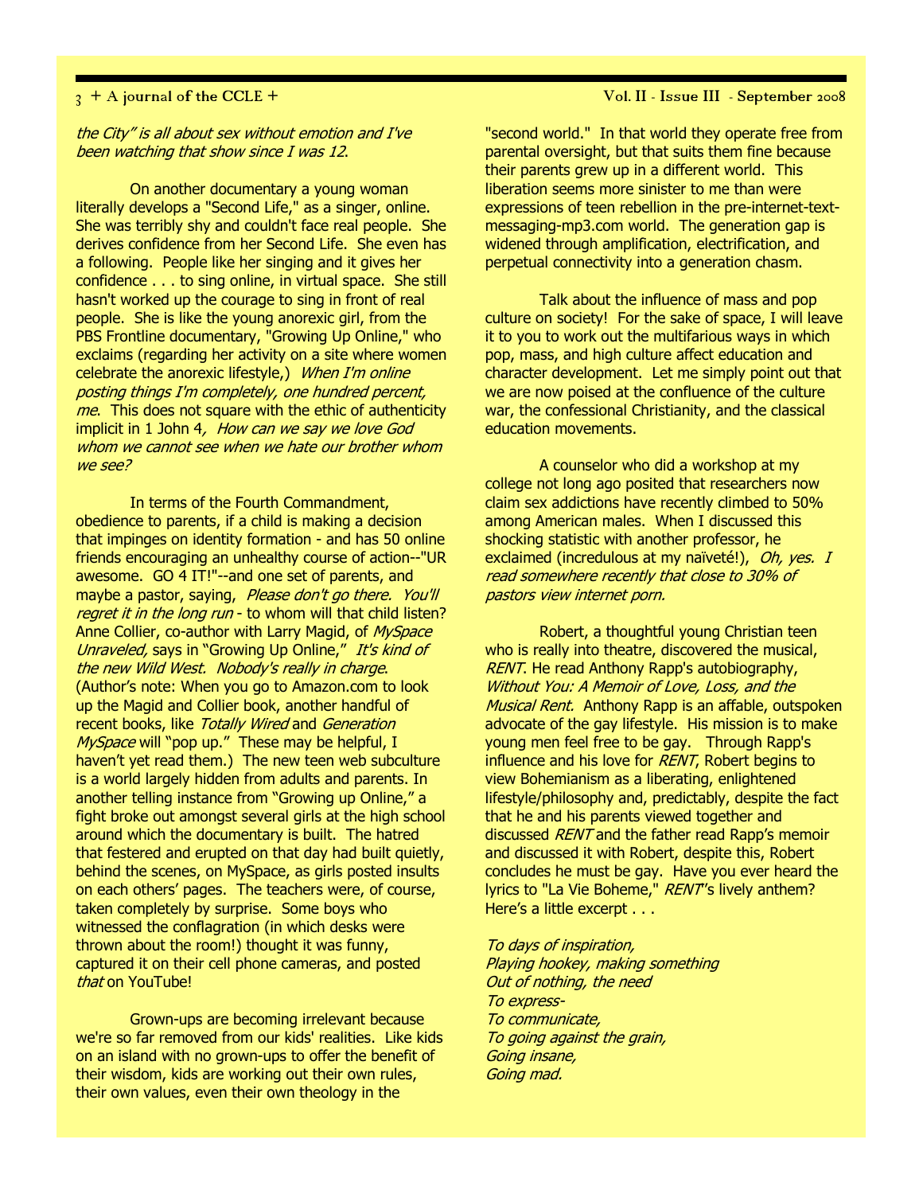*the City" is all about sex without emotion and I've been watching that show since I was 12*.

On another documentary a young woman literally develops a "Second Life," as a singer, online. She was terribly shy and couldn't face real people. She derives confidence from her Second Life. She even has a following. People like her singing and it gives her confidence . . . to sing online, in virtual space. She still hasn't worked up the courage to sing in front of real people. She is like the young anorexic girl, from the PBS Frontline documentary, "Growing Up Online," who exclaims (regarding her activity on a site where women celebrate the anorexic lifestyle,) *When I'm online posting things I'm completely, one hundred percent, me*. This does not square with the ethic of authenticity implicit in 1 John 4*, How can we say we love God whom we cannot see when we hate our brother whom we see?*

In terms of the Fourth Commandment, obedience to parents, if a child is making a decision that impinges on identity formation - and has 50 online friends encouraging an unhealthy course of action--"UR awesome. GO 4 IT!"--and one set of parents, and maybe a pastor, saying, *Please don't go there. You'll regret it in the long run* - to whom will that child listen? Anne Collier, co-author with Larry Magid, of *MySpace Unraveled,* says in "Growing Up Online," *It's kind of the new Wild West. Nobody's really in charge*. (Author's note: When you go to Amazon.com to look up the Magid and Collier book, another handful of recent books, like *Totally Wired* and *Generation MySpace* will "pop up." These may be helpful, I haven't yet read them.) The new teen web subculture is a world largely hidden from adults and parents. In another telling instance from "Growing up Online," a fight broke out amongst several girls at the high school around which the documentary is built. The hatred that festered and erupted on that day had built quietly, behind the scenes, on MySpace, as girls posted insults on each others' pages. The teachers were, of course, taken completely by surprise. Some boys who witnessed the conflagration (in which desks were thrown about the room!) thought it was funny, captured it on their cell phone cameras, and posted *that* on YouTube!

Grown-ups are becoming irrelevant because we're so far removed from our kids' realities. Like kids on an island with no grown-ups to offer the benefit of their wisdom, kids are working out their own rules, their own values, even their own theology in the "second world." In that world they operate free from parental oversight, but that suits them fine because their parents grew up in a different world. This liberation seems more sinister to me than were expressions of teen rebellion in the pre-internet-text-messaging-mp3.com world. The generation gap is widened through amplification, electrification, and perpetual connectivity into a generation chasm.

Talk about the influence of mass and pop culture on society! For the sake of space, I will leave it to you to work out the multifarious ways in which pop, mass, and high culture affect education and character development. Let me simply point out that we are now poised at the confluence of the culture war, the confessional Christianity, and the classical education movements.

A counselor who did a workshop at my college not long ago posited that researchers now claim sex addictions have recently climbed to 50% among American males. When I discussed this shocking statistic with another professor, he exclaimed (incredulous at my naïveté!), *Oh, yes. I read somewhere recently that close to 30% of pastors view internet porn.*

Robert, a thoughtful young Christian teen who is really into theatre, discovered the musical, *RENT*. He read Anthony Rapp's autobiography, *Without You: A Memoir of Love, Loss, and the Musical Rent.* Anthony Rapp is an affable, outspoken advocate of the gay lifestyle. His mission is to make young men feel free to be gay. Through Rapp's influence and his love for *RENT*, Robert begins to view Bohemianism as a liberating, enlightened lifestyle/philosophy and, predictably, despite the fact that he and his parents viewed together and discussed *RENT* and the father read Rapp's memoir and discussed it with Robert, despite this, Robert concludes he must be gay. Have you ever heard the lyrics to "La Vie Boheme," *RENT*'s lively anthem? Here's a little excerpt . . .

*To days of inspiration,*
*Playing hookey, making something*
*Out of nothing, the need*
*To express-*
*To communicate,*
*To going against the grain,*
*Going insane,*
*Going mad.*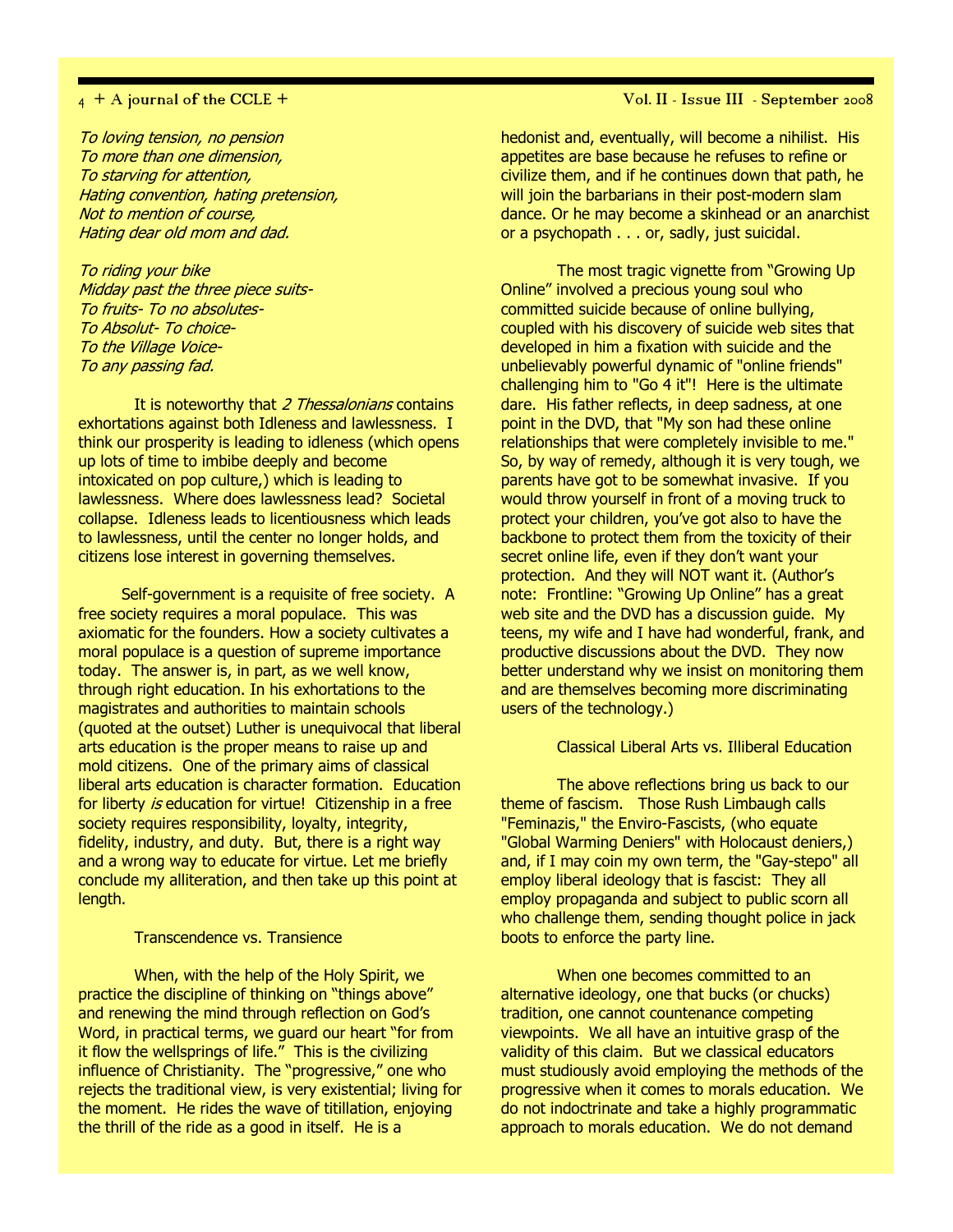*To loving tension, no pension*
*To more than one dimension,*
*To starving for attention,*
*Hating convention, hating pretension,*
*Not to mention of course,*
*Hating dear old mom and dad.*

*To riding your bike*
*Midday past the three piece suits-*
*To fruits- To no absolutes-*
*To Absolut- To choice-*
*To the Village Voice-*
*To any passing fad.*

It is noteworthy that *2 Thessalonians* contains exhortations against both Idleness and lawlessness. I think our prosperity is leading to idleness (which opens up lots of time to imbibe deeply and become intoxicated on pop culture,) which is leading to lawlessness. Where does lawlessness lead? Societal collapse. Idleness leads to licentiousness which leads to lawlessness, until the center no longer holds, and citizens lose interest in governing themselves.

Self-government is a requisite of free society. A free society requires a moral populace. This was axiomatic for the founders. How a society cultivates a moral populace is a question of supreme importance today. The answer is, in part, as we well know, through right education. In his exhortations to the magistrates and authorities to maintain schools (quoted at the outset) Luther is unequivocal that liberal arts education is the proper means to raise up and mold citizens. One of the primary aims of classical liberal arts education is character formation. Education for liberty *is* education for virtue! Citizenship in a free society requires responsibility, loyalty, integrity, fidelity, industry, and duty. But, there is a right way and a wrong way to educate for virtue. Let me briefly conclude my alliteration, and then take up this point at length.

### Transcendence vs. Transience

When, with the help of the Holy Spirit, we practice the discipline of thinking on "things above" and renewing the mind through reflection on God's Word, in practical terms, we guard our heart "for from it flow the wellsprings of life." This is the civilizing influence of Christianity. The "progressive," one who rejects the traditional view, is very existential; living for the moment. He rides the wave of titillation, enjoying the thrill of the ride as a good in itself. He is a hedonist and, eventually, will become a nihilist. His appetites are base because he refuses to refine or civilize them, and if he continues down that path, he will join the barbarians in their post-modern slam dance. Or he may become a skinhead or an anarchist or a psychopath . . . or, sadly, just suicidal.

The most tragic vignette from "Growing Up Online" involved a precious young soul who committed suicide because of online bullying, coupled with his discovery of suicide web sites that developed in him a fixation with suicide and the unbelievably powerful dynamic of "online friends" challenging him to "Go 4 it"! Here is the ultimate dare. His father reflects, in deep sadness, at one point in the DVD, that "My son had these online relationships that were completely invisible to me." So, by way of remedy, although it is very tough, we parents have got to be somewhat invasive. If you would throw yourself in front of a moving truck to protect your children, you've got also to have the backbone to protect them from the toxicity of their secret online life, even if they don't want your protection. And they will NOT want it. (Author's note: Frontline: "Growing Up Online" has a great web site and the DVD has a discussion guide. My teens, my wife and I have had wonderful, frank, and productive discussions about the DVD. They now better understand why we insist on monitoring them and are themselves becoming more discriminating users of the technology.)

### Classical Liberal Arts vs. Illiberal Education

The above reflections bring us back to our theme of fascism. Those Rush Limbaugh calls "Feminazis," the Enviro-Fascists, (who equate "Global Warming Deniers" with Holocaust deniers,) and, if I may coin my own term, the "Gay-stepo" all employ liberal ideology that is fascist: They all employ propaganda and subject to public scorn all who challenge them, sending thought police in jack boots to enforce the party line.

When one becomes committed to an alternative ideology, one that bucks (or chucks) tradition, one cannot countenance competing viewpoints. We all have an intuitive grasp of the validity of this claim. But we classical educators must studiously avoid employing the methods of the progressive when it comes to morals education. We do not indoctrinate and take a highly programmatic approach to morals education. We do not demand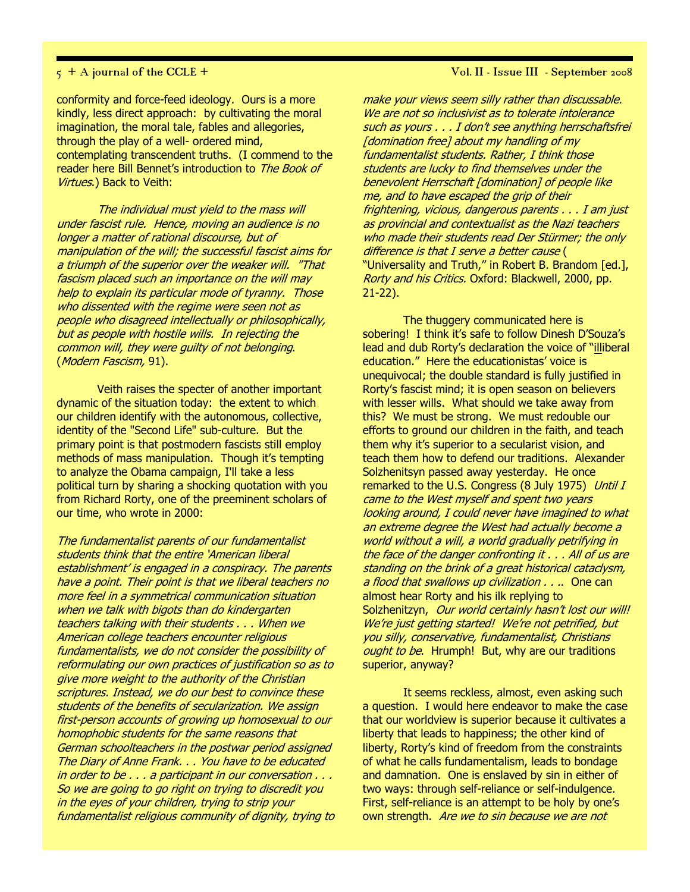conformity and force-feed ideology. Ours is a more kindly, less direct approach: by cultivating the moral imagination, the moral tale, fables and allegories, through the play of a well- ordered mind, contemplating transcendent truths. (I commend to the reader here Bill Bennet's introduction to *The Book of Virtues.*) Back to Veith:

> *The individual must yield to the mass will under fascist rule. Hence, moving an audience is no longer a matter of rational discourse, but of manipulation of the will; the successful fascist aims for a triumph of the superior over the weaker will. "That fascism placed such an importance on the will may help to explain its particular mode of tyranny. Those who dissented with the regime were seen not as people who disagreed intellectually or philosophically, but as people with hostile wills. In rejecting the common will, they were guilty of not belonging.* (*Modern Fascism,* 91).

Veith raises the specter of another important dynamic of the situation today: the extent to which our children identify with the autonomous, collective, identity of the "Second Life" sub-culture. But the primary point is that postmodern fascists still employ methods of mass manipulation. Though it's tempting to analyze the Obama campaign, I'll take a less political turn by sharing a shocking quotation with you from Richard Rorty, one of the preeminent scholars of our time, who wrote in 2000:

*The fundamentalist parents of our fundamentalist students think that the entire 'American liberal establishment' is engaged in a conspiracy. The parents have a point. Their point is that we liberal teachers no more feel in a symmetrical communication situation when we talk with bigots than do kindergarten teachers talking with their students . . . When we American college teachers encounter religious fundamentalists, we do not consider the possibility of reformulating our own practices of justification so as to give more weight to the authority of the Christian scriptures. Instead, we do our best to convince these students of the benefits of secularization. We assign first-person accounts of growing up homosexual to our homophobic students for the same reasons that German schoolteachers in the postwar period assigned The Diary of Anne Frank. . . You have to be educated in order to be . . . a participant in our conversation . . . So we are going to go right on trying to discredit you in the eyes of your children, trying to strip your fundamentalist religious community of dignity, trying to make your views seem silly rather than discussable. We are not so inclusivist as to tolerate intolerance such as yours . . . I don't see anything herrschaftsfrei [domination free] about my handling of my fundamentalist students. Rather, I think those students are lucky to find themselves under the benevolent Herrschaft [domination] of people like me, and to have escaped the grip of their frightening, vicious, dangerous parents . . . I am just as provincial and contextualist as the Nazi teachers who made their students read Der Stürmer; the only difference is that I serve a better cause* ( "Universality and Truth," in Robert B. Brandom [ed.], *Rorty and his Critics.* Oxford: Blackwell, 2000, pp. 21-22).

The thuggery communicated here is sobering! I think it's safe to follow Dinesh D'Souza's lead and dub Rorty's declaration the voice of "illiberal education." Here the educationistas' voice is unequivocal; the double standard is fully justified in Rorty's fascist mind; it is open season on believers with lesser wills. What should we take away from this? We must be strong. We must redouble our efforts to ground our children in the faith, and teach them why it's superior to a secularist vision, and teach them how to defend our traditions. Alexander Solzhenitsyn passed away yesterday. He once remarked to the U.S. Congress (8 July 1975) *Until I came to the West myself and spent two years looking around, I could never have imagined to what an extreme degree the West had actually become a world without a will, a world gradually petrifying in the face of the danger confronting it . . . All of us are standing on the brink of a great historical cataclysm, a flood that swallows up civilization . . .*. One can almost hear Rorty and his ilk replying to Solzhenitsyn, *Our world certainly hasn't lost our will! We're just getting started! We're not petrified, but you silly, conservative, fundamentalist, Christians ought to be*. Hrumph! But, why are our traditions superior, anyway?

It seems reckless, almost, even asking such a question. I would here endeavor to make the case that our worldview is superior because it cultivates a liberty that leads to happiness; the other kind of liberty, Rorty's kind of freedom from the constraints of what he calls fundamentalism, leads to bondage and damnation. One is enslaved by sin in either of two ways: through self-reliance or self-indulgence. First, self-reliance is an attempt to be holy by one's own strength. *Are we to sin because we are not*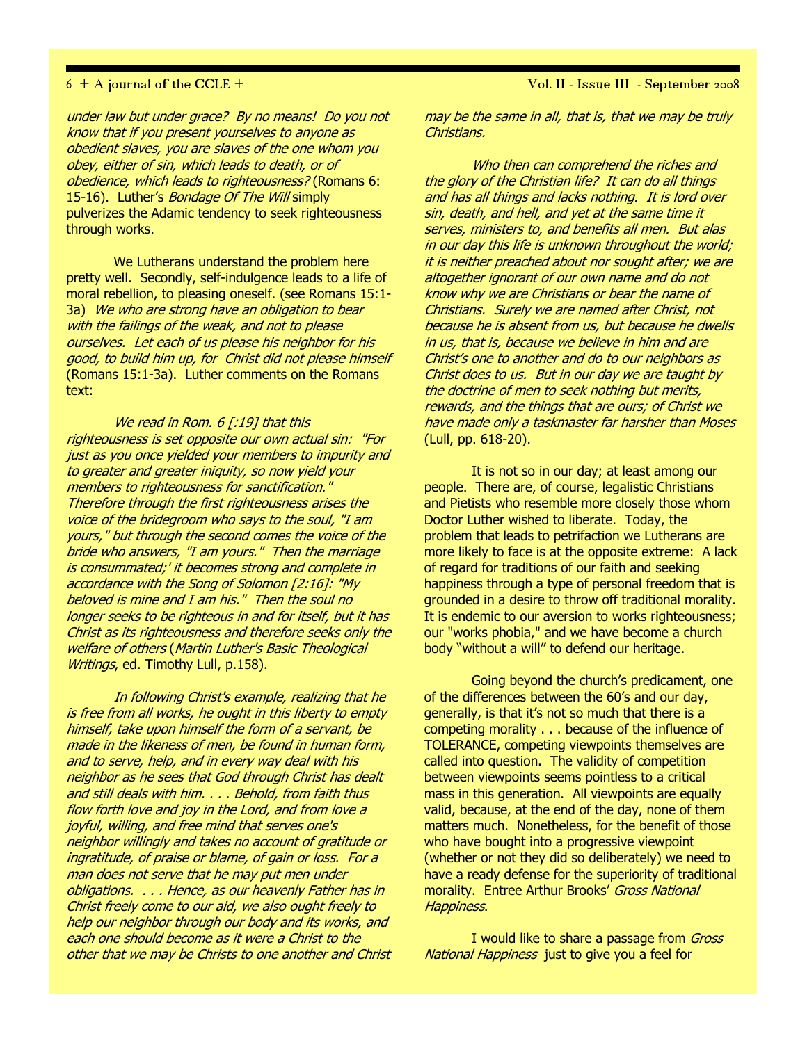*under law but under grace? By no means! Do you not know that if you present yourselves to anyone as obedient slaves, you are slaves of the one whom you obey, either of sin, which leads to death, or of obedience, which leads to righteousness?* (Romans 6: 15-16). Luther's *Bondage Of The Will* simply pulverizes the Adamic tendency to seek righteousness through works.

We Lutherans understand the problem here pretty well. Secondly, self-indulgence leads to a life of moral rebellion, to pleasing oneself. (see Romans 15:1-3a) *We who are strong have an obligation to bear with the failings of the weak, and not to please ourselves. Let each of us please his neighbor for his good, to build him up, for Christ did not please himself* (Romans 15:1-3a). Luther comments on the Romans text:

*We read in Rom. 6 [:19] that this righteousness is set opposite our own actual sin: "For just as you once yielded your members to impurity and to greater and greater iniquity, so now yield your members to righteousness for sanctification." Therefore through the first righteousness arises the voice of the bridegroom who says to the soul, "I am yours," but through the second comes the voice of the bride who answers, "I am yours." Then the marriage is consummated;' it becomes strong and complete in accordance with the Song of Solomon [2:16]: "My beloved is mine and I am his." Then the soul no longer seeks to be righteous in and for itself, but it has Christ as its righteousness and therefore seeks only the welfare of others* (*Martin Luther's Basic Theological Writings*, ed. Timothy Lull, p.158).

*In following Christ's example, realizing that he is free from all works, he ought in this liberty to empty himself, take upon himself the form of a servant, be made in the likeness of men, be found in human form, and to serve, help, and in every way deal with his neighbor as he sees that God through Christ has dealt and still deals with him. . . . Behold, from faith thus flow forth love and joy in the Lord, and from love a joyful, willing, and free mind that serves one's neighbor willingly and takes no account of gratitude or ingratitude, of praise or blame, of gain or loss. For a man does not serve that he may put men under obligations. . . . Hence, as our heavenly Father has in Christ freely come to our aid, we also ought freely to help our neighbor through our body and its works, and each one should become as it were a Christ to the other that we may be Christs to one another and Christ may be the same in all, that is, that we may be truly Christians.*

*Who then can comprehend the riches and the glory of the Christian life? It can do all things and has all things and lacks nothing. It is lord over sin, death, and hell, and yet at the same time it serves, ministers to, and benefits all men. But alas in our day this life is unknown throughout the world; it is neither preached about nor sought after; we are altogether ignorant of our own name and do not know why we are Christians or bear the name of Christians. Surely we are named after Christ, not because he is absent from us, but because he dwells in us, that is, because we believe in him and are Christ's one to another and do to our neighbors as Christ does to us. But in our day we are taught by the doctrine of men to seek nothing but merits, rewards, and the things that are ours; of Christ we have made only a taskmaster far harsher than Moses* (Lull, pp. 618-20).

It is not so in our day; at least among our people. There are, of course, legalistic Christians and Pietists who resemble more closely those whom Doctor Luther wished to liberate. Today, the problem that leads to petrifaction we Lutherans are more likely to face is at the opposite extreme: A lack of regard for traditions of our faith and seeking happiness through a type of personal freedom that is grounded in a desire to throw off traditional morality. It is endemic to our aversion to works righteousness; our "works phobia," and we have become a church body "without a will" to defend our heritage.

Going beyond the church's predicament, one of the differences between the 60's and our day, generally, is that it's not so much that there is a competing morality . . . because of the influence of TOLERANCE, competing viewpoints themselves are called into question. The validity of competition between viewpoints seems pointless to a critical mass in this generation. All viewpoints are equally valid, because, at the end of the day, none of them matters much. Nonetheless, for the benefit of those who have bought into a progressive viewpoint (whether or not they did so deliberately) we need to have a ready defense for the superiority of traditional morality. Entree Arthur Brooks' *Gross National Happiness*.

I would like to share a passage from *Gross National Happiness* just to give you a feel for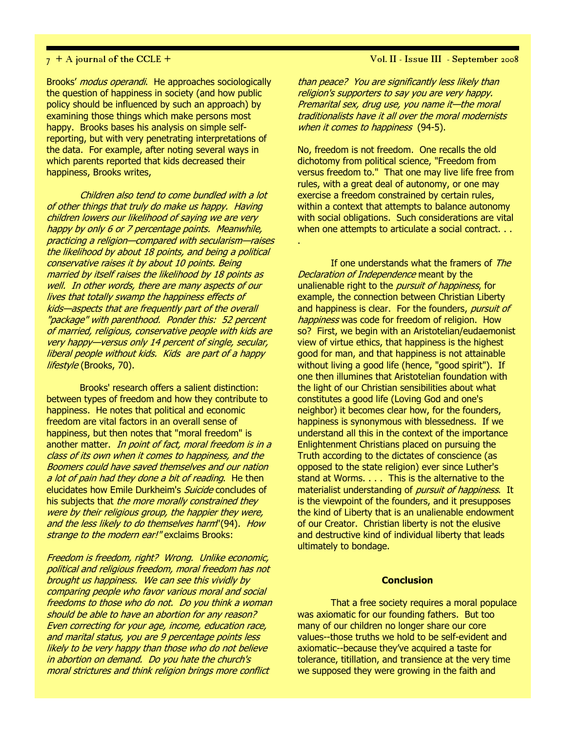Brooks' *modus operandi*. He approaches sociologically the question of happiness in society (and how public policy should be influenced by such an approach) by examining those things which make persons most happy. Brooks bases his analysis on simple self-reporting, but with very penetrating interpretations of the data. For example, after noting several ways in which parents reported that kids decreased their happiness, Brooks writes,

*Children also tend to come bundled with a lot of other things that truly do make us happy. Having children lowers our likelihood of saying we are very happy by only 6 or 7 percentage points. Meanwhile, practicing a religion—compared with secularism—raises the likelihood by about 18 points, and being a political conservative raises it by about 10 points. Being married by itself raises the likelihood by 18 points as well. In other words, there are many aspects of our lives that totally swamp the happiness effects of kids—aspects that are frequently part of the overall "package" with parenthood. Ponder this: 52 percent of married, religious, conservative people with kids are very happy—versus only 14 percent of single, secular, liberal people without kids. Kids are part of a happy lifestyle* (Brooks, 70).

Brooks' research offers a salient distinction: between types of freedom and how they contribute to happiness. He notes that political and economic freedom are vital factors in an overall sense of happiness, but then notes that "moral freedom" is another matter. *In point of fact, moral freedom is in a class of its own when it comes to happiness, and the Boomers could have saved themselves and our nation a lot of pain had they done a bit of reading.* He then elucidates how Emile Durkheim's *Suicide* concludes of his subjects that *the more morally constrained they were by their religious group, the happier they were, and the less likely to do themselves harm*"(94). *How strange to the modern ear!"* exclaims Brooks:

*Freedom is freedom, right? Wrong. Unlike economic, political and religious freedom, moral freedom has not brought us happiness. We can see this vividly by comparing people who favor various moral and social freedoms to those who do not. Do you think a woman should be able to have an abortion for any reason? Even correcting for your age, income, education race, and marital status, you are 9 percentage points less likely to be very happy than those who do not believe in abortion on demand. Do you hate the church's moral strictures and think religion brings more conflict than peace? You are significantly less likely than religion's supporters to say you are very happy. Premarital sex, drug use, you name it—the moral traditionalists have it all over the moral modernists when it comes to happiness* (94-5).

No, freedom is not freedom. One recalls the old dichotomy from political science, "Freedom from versus freedom to." That one may live life free from rules, with a great deal of autonomy, or one may exercise a freedom constrained by certain rules, within a context that attempts to balance autonomy with social obligations. Such considerations are vital when one attempts to articulate a social contract. . . .

If one understands what the framers of *The Declaration of Independence* meant by the unalienable right to the *pursuit of happiness*, for example, the connection between Christian Liberty and happiness is clear. For the founders, *pursuit of happiness* was code for freedom of religion. How so? First, we begin with an Aristotelian/eudaemonist view of virtue ethics, that happiness is the highest good for man, and that happiness is not attainable without living a good life (hence, "good spirit"). If one then illumines that Aristotelian foundation with the light of our Christian sensibilities about what constitutes a good life (Loving God and one's neighbor) it becomes clear how, for the founders, happiness is synonymous with blessedness. If we understand all this in the context of the importance Enlightenment Christians placed on pursuing the Truth according to the dictates of conscience (as opposed to the state religion) ever since Luther's stand at Worms. . . . This is the alternative to the materialist understanding of *pursuit of happiness*. It is the viewpoint of the founders, and it presupposes the kind of Liberty that is an unalienable endowment of our Creator. Christian liberty is not the elusive and destructive kind of individual liberty that leads ultimately to bondage.

**Conclusion**

That a free society requires a moral populace was axiomatic for our founding fathers. But too many of our children no longer share our core values--those truths we hold to be self-evident and axiomatic--because they've acquired a taste for tolerance, titillation, and transience at the very time we supposed they were growing in the faith and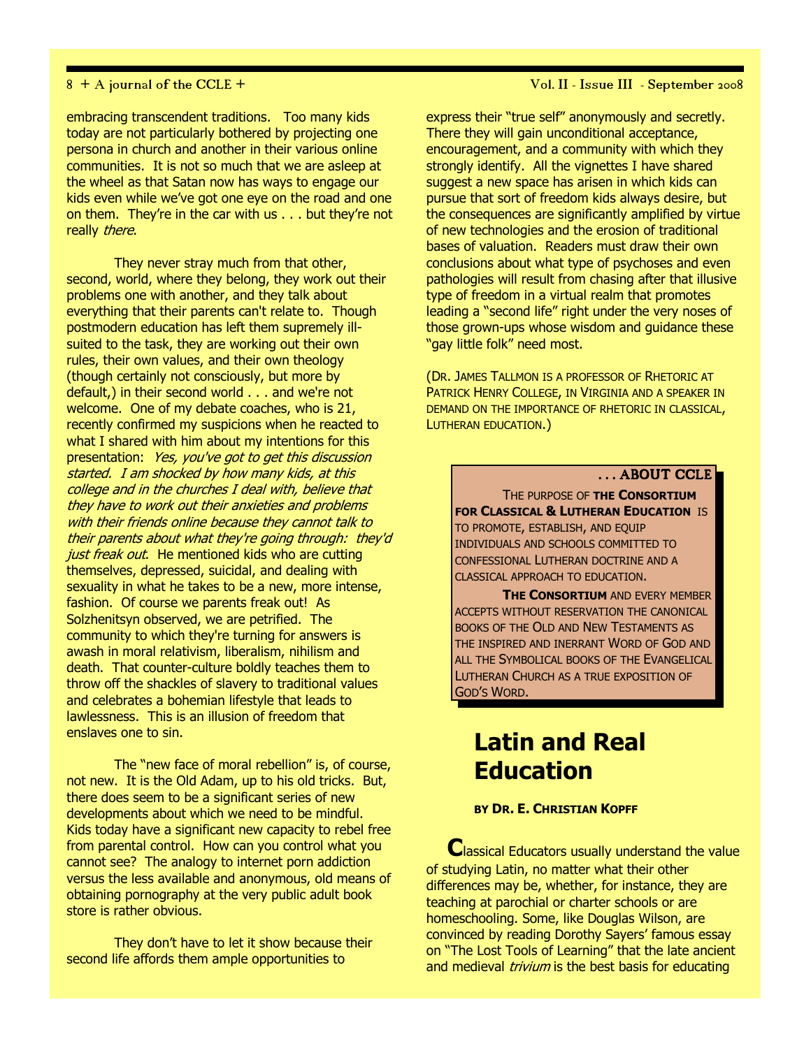embracing transcendent traditions. Too many kids today are not particularly bothered by projecting one persona in church and another in their various online communities. It is not so much that we are asleep at the wheel as that Satan now has ways to engage our kids even while we've got one eye on the road and one on them. They're in the car with us . . . but they're not really *there*.

They never stray much from that other, second, world, where they belong, they work out their problems one with another, and they talk about everything that their parents can't relate to. Though postmodern education has left them supremely ill-suited to the task, they are working out their own rules, their own values, and their own theology (though certainly not consciously, but more by default,) in their second world . . . and we're not welcome. One of my debate coaches, who is 21, recently confirmed my suspicions when he reacted to what I shared with him about my intentions for this presentation: *Yes, you've got to get this discussion started. I am shocked by how many kids, at this college and in the churches I deal with, believe that they have to work out their anxieties and problems with their friends online because they cannot talk to their parents about what they're going through: they'd just freak out*. He mentioned kids who are cutting themselves, depressed, suicidal, and dealing with sexuality in what he takes to be a new, more intense, fashion. Of course we parents freak out! As Solzhenitsyn observed, we are petrified. The community to which they're turning for answers is awash in moral relativism, liberalism, nihilism and death. That counter-culture boldly teaches them to throw off the shackles of slavery to traditional values and celebrates a bohemian lifestyle that leads to lawlessness. This is an illusion of freedom that enslaves one to sin.

The "new face of moral rebellion" is, of course, not new. It is the Old Adam, up to his old tricks. But, there does seem to be a significant series of new developments about which we need to be mindful. Kids today have a significant new capacity to rebel free from parental control. How can you control what you cannot see? The analogy to internet porn addiction versus the less available and anonymous, old means of obtaining pornography at the very public adult book store is rather obvious.

They don't have to let it show because their second life affords them ample opportunities to express their "true self" anonymously and secretly. There they will gain unconditional acceptance, encouragement, and a community with which they strongly identify. All the vignettes I have shared suggest a new space has arisen in which kids can pursue that sort of freedom kids always desire, but the consequences are significantly amplified by virtue of new technologies and the erosion of traditional bases of valuation. Readers must draw their own conclusions about what type of psychoses and even pathologies will result from chasing after that illusive type of freedom in a virtual realm that promotes leading a "second life" right under the very noses of those grown-ups whose wisdom and guidance these "gay little folk" need most.

(Dr. James Tallmon is a professor of Rhetoric at Patrick Henry College, in Virginia and a speaker in demand on the importance of rhetoric in classical, Lutheran education.)

**. . . ABOUT CCLE**

The purpose of **the Consortium for Classical & Lutheran Education** is to promote, establish, and equip individuals and schools committed to confessional Lutheran doctrine and a classical approach to education.

**The Consortium** and every member accepts without reservation the canonical books of the Old and New Testaments as the inspired and inerrant Word of God and all the Symbolical books of the Evangelical Lutheran Church as a true exposition of God's Word.

# Latin and Real Education

**by Dr. E. Christian Kopff**

Classical Educators usually understand the value of studying Latin, no matter what their other differences may be, whether, for instance, they are teaching at parochial or charter schools or are homeschooling. Some, like Douglas Wilson, are convinced by reading Dorothy Sayers' famous essay on "The Lost Tools of Learning" that the late ancient and medieval *trivium* is the best basis for educating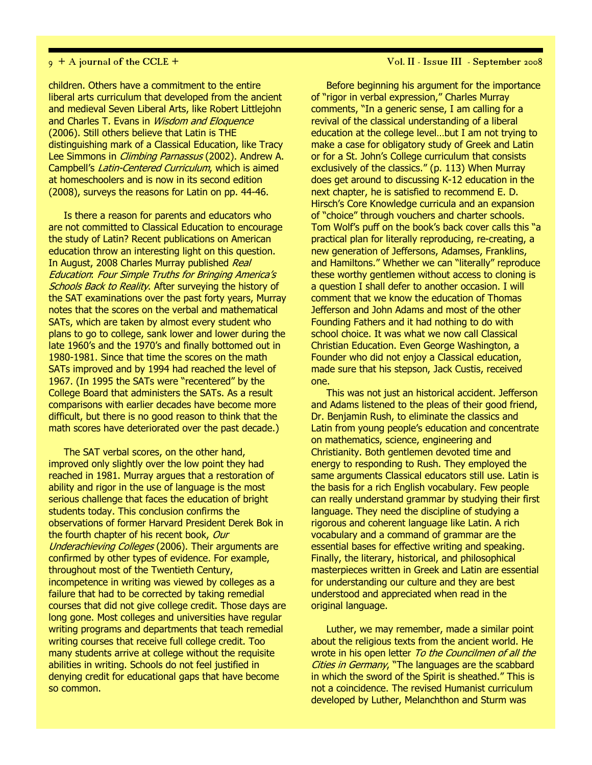children. Others have a commitment to the entire liberal arts curriculum that developed from the ancient and medieval Seven Liberal Arts, like Robert Littlejohn and Charles T. Evans in *Wisdom and Eloquence* (2006). Still others believe that Latin is THE distinguishing mark of a Classical Education, like Tracy Lee Simmons in *Climbing Parnassus* (2002). Andrew A. Campbell's *Latin-Centered Curriculum*, which is aimed at homeschoolers and is now in its second edition (2008), surveys the reasons for Latin on pp. 44-46.

Is there a reason for parents and educators who are not committed to Classical Education to encourage the study of Latin? Recent publications on American education throw an interesting light on this question. In August, 2008 Charles Murray published *Real Education: Four Simple Truths for Bringing America's Schools Back to Reality*. After surveying the history of the SAT examinations over the past forty years, Murray notes that the scores on the verbal and mathematical SATs, which are taken by almost every student who plans to go to college, sank lower and lower during the late 1960's and the 1970's and finally bottomed out in 1980-1981. Since that time the scores on the math SATs improved and by 1994 had reached the level of 1967. (In 1995 the SATs were "recentered" by the College Board that administers the SATs. As a result comparisons with earlier decades have become more difficult, but there is no good reason to think that the math scores have deteriorated over the past decade.)

The SAT verbal scores, on the other hand, improved only slightly over the low point they had reached in 1981. Murray argues that a restoration of ability and rigor in the use of language is the most serious challenge that faces the education of bright students today. This conclusion confirms the observations of former Harvard President Derek Bok in the fourth chapter of his recent book, *Our Underachieving Colleges* (2006). Their arguments are confirmed by other types of evidence. For example, throughout most of the Twentieth Century, incompetence in writing was viewed by colleges as a failure that had to be corrected by taking remedial courses that did not give college credit. Those days are long gone. Most colleges and universities have regular writing programs and departments that teach remedial writing courses that receive full college credit. Too many students arrive at college without the requisite abilities in writing. Schools do not feel justified in denying credit for educational gaps that have become so common.

Before beginning his argument for the importance of "rigor in verbal expression," Charles Murray comments, "In a generic sense, I am calling for a revival of the classical understanding of a liberal education at the college level…but I am not trying to make a case for obligatory study of Greek and Latin or for a St. John's College curriculum that consists exclusively of the classics." (p. 113) When Murray does get around to discussing K-12 education in the next chapter, he is satisfied to recommend E. D. Hirsch's Core Knowledge curricula and an expansion of "choice" through vouchers and charter schools. Tom Wolf's puff on the book's back cover calls this "a practical plan for literally reproducing, re-creating, a new generation of Jeffersons, Adamses, Franklins, and Hamiltons." Whether we can "literally" reproduce these worthy gentlemen without access to cloning is a question I shall defer to another occasion. I will comment that we know the education of Thomas Jefferson and John Adams and most of the other Founding Fathers and it had nothing to do with school choice. It was what we now call Classical Christian Education. Even George Washington, a Founder who did not enjoy a Classical education, made sure that his stepson, Jack Custis, received one.

This was not just an historical accident. Jefferson and Adams listened to the pleas of their good friend, Dr. Benjamin Rush, to eliminate the classics and Latin from young people's education and concentrate on mathematics, science, engineering and Christianity. Both gentlemen devoted time and energy to responding to Rush. They employed the same arguments Classical educators still use. Latin is the basis for a rich English vocabulary. Few people can really understand grammar by studying their first language. They need the discipline of studying a rigorous and coherent language like Latin. A rich vocabulary and a command of grammar are the essential bases for effective writing and speaking. Finally, the literary, historical, and philosophical masterpieces written in Greek and Latin are essential for understanding our culture and they are best understood and appreciated when read in the original language.

Luther, we may remember, made a similar point about the religious texts from the ancient world. He wrote in his open letter *To the Councilmen of all the Cities in Germany*, "The languages are the scabbard in which the sword of the Spirit is sheathed." This is not a coincidence. The revised Humanist curriculum developed by Luther, Melanchthon and Sturm was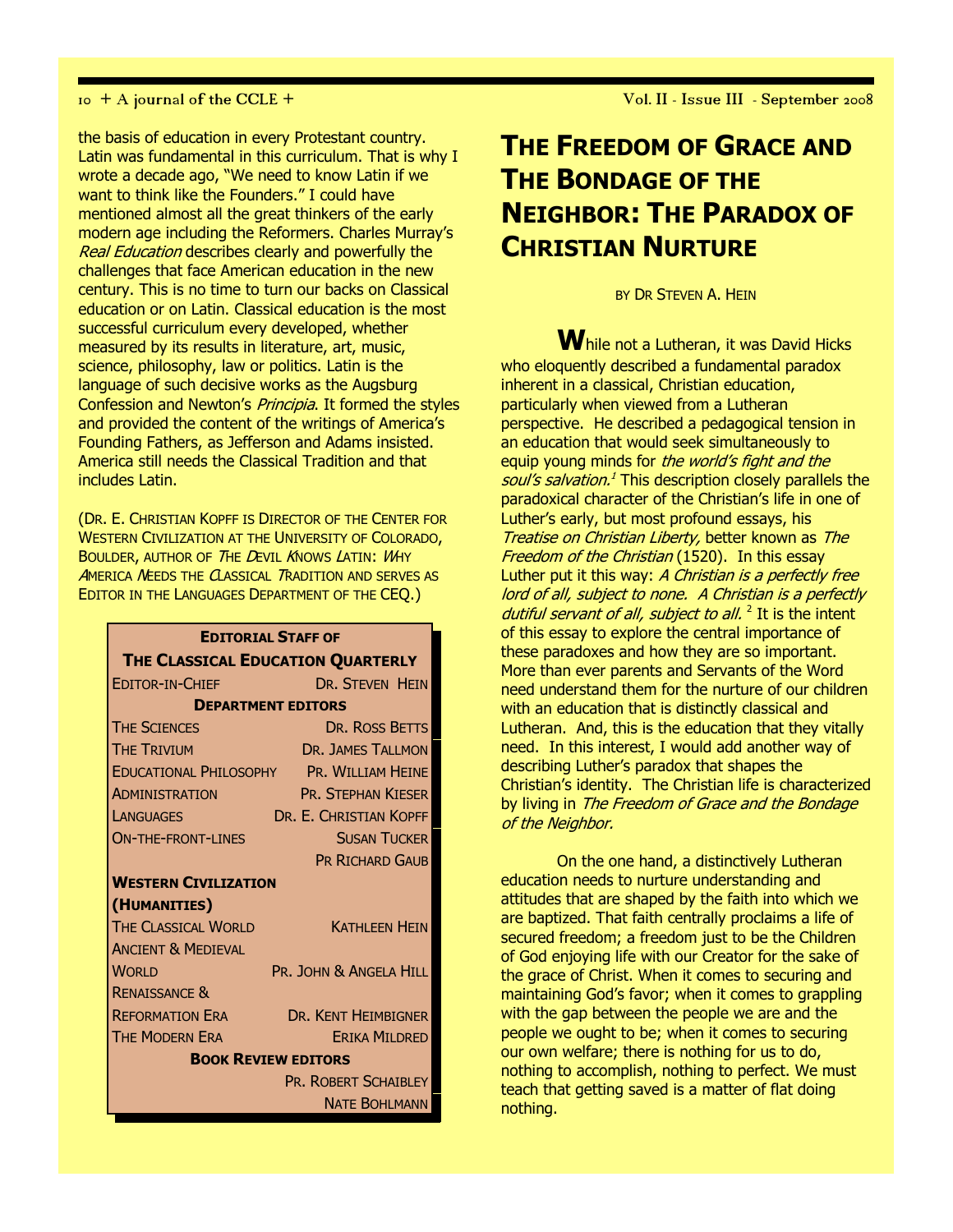the basis of education in every Protestant country. Latin was fundamental in this curriculum. That is why I wrote a decade ago, "We need to know Latin if we want to think like the Founders." I could have mentioned almost all the great thinkers of the early modern age including the Reformers. Charles Murray's *Real Education* describes clearly and powerfully the challenges that face American education in the new century. This is no time to turn our backs on Classical education or on Latin. Classical education is the most successful curriculum every developed, whether measured by its results in literature, art, music, science, philosophy, law or politics. Latin is the language of such decisive works as the Augsburg Confession and Newton's *Principia*. It formed the styles and provided the content of the writings of America's Founding Fathers, as Jefferson and Adams insisted. America still needs the Classical Tradition and that includes Latin.

(Dr. E. Christian Kopff is Director of the Center for Western Civilization at the University of Colorado, Boulder, author of *The Devil Knows Latin: Why America Needs the Classical Tradition* and serves as Editor in the Languages Department of the CEQ.)

| **Editorial Staff of The Classical Education Quarterly** | |
|---|---|
| Editor-in-Chief | Dr. Steven Hein |
| **Department Editors** | |
| The Sciences | Dr. Ross Betts |
| The Trivium | Dr. James Tallmon |
| Educational Philosophy | Pr. William Heine |
| Administration | Pr. Stephan Kieser |
| Languages | Dr. E. Christian Kopff |
| On-the-front-lines | Susan Tucker |
| | Pr Richard Gaub |
| **Western Civilization (Humanities)** | |
| The Classical World | Kathleen Hein |
| Ancient & Medieval World | Pr. John & Angela Hill |
| Renaissance & Reformation Era | Dr. Kent Heimbigner |
| The Modern Era | Erika Mildred |
| **Book Review Editors** | |
| | Pr. Robert Schaibley |
| | Nate Bohlmann |

# The Freedom of Grace and The Bondage of the Neighbor: The Paradox of Christian Nurture

by Dr Steven A. Hein

While not a Lutheran, it was David Hicks who eloquently described a fundamental paradox inherent in a classical, Christian education, particularly when viewed from a Lutheran perspective. He described a pedagogical tension in an education that would seek simultaneously to equip young minds for *the world's fight and the soul's salvation.*[1] This description closely parallels the paradoxical character of the Christian's life in one of Luther's early, but most profound essays, his *Treatise on Christian Liberty,* better known as *The Freedom of the Christian* (1520). In this essay Luther put it this way: *A Christian is a perfectly free lord of all, subject to none. A Christian is a perfectly dutiful servant of all, subject to all.* [2] It is the intent of this essay to explore the central importance of these paradoxes and how they are so important. More than ever parents and Servants of the Word need understand them for the nurture of our children with an education that is distinctly classical and Lutheran. And, this is the education that they vitally need. In this interest, I would add another way of describing Luther's paradox that shapes the Christian's identity. The Christian life is characterized by living in *The Freedom of Grace and the Bondage of the Neighbor.*

On the one hand, a distinctively Lutheran education needs to nurture understanding and attitudes that are shaped by the faith into which we are baptized. That faith centrally proclaims a life of secured freedom; a freedom just to be the Children of God enjoying life with our Creator for the sake of the grace of Christ. When it comes to securing and maintaining God's favor; when it comes to grappling with the gap between the people we are and the people we ought to be; when it comes to securing our own welfare; there is nothing for us to do, nothing to accomplish, nothing to perfect. We must teach that getting saved is a matter of flat doing nothing.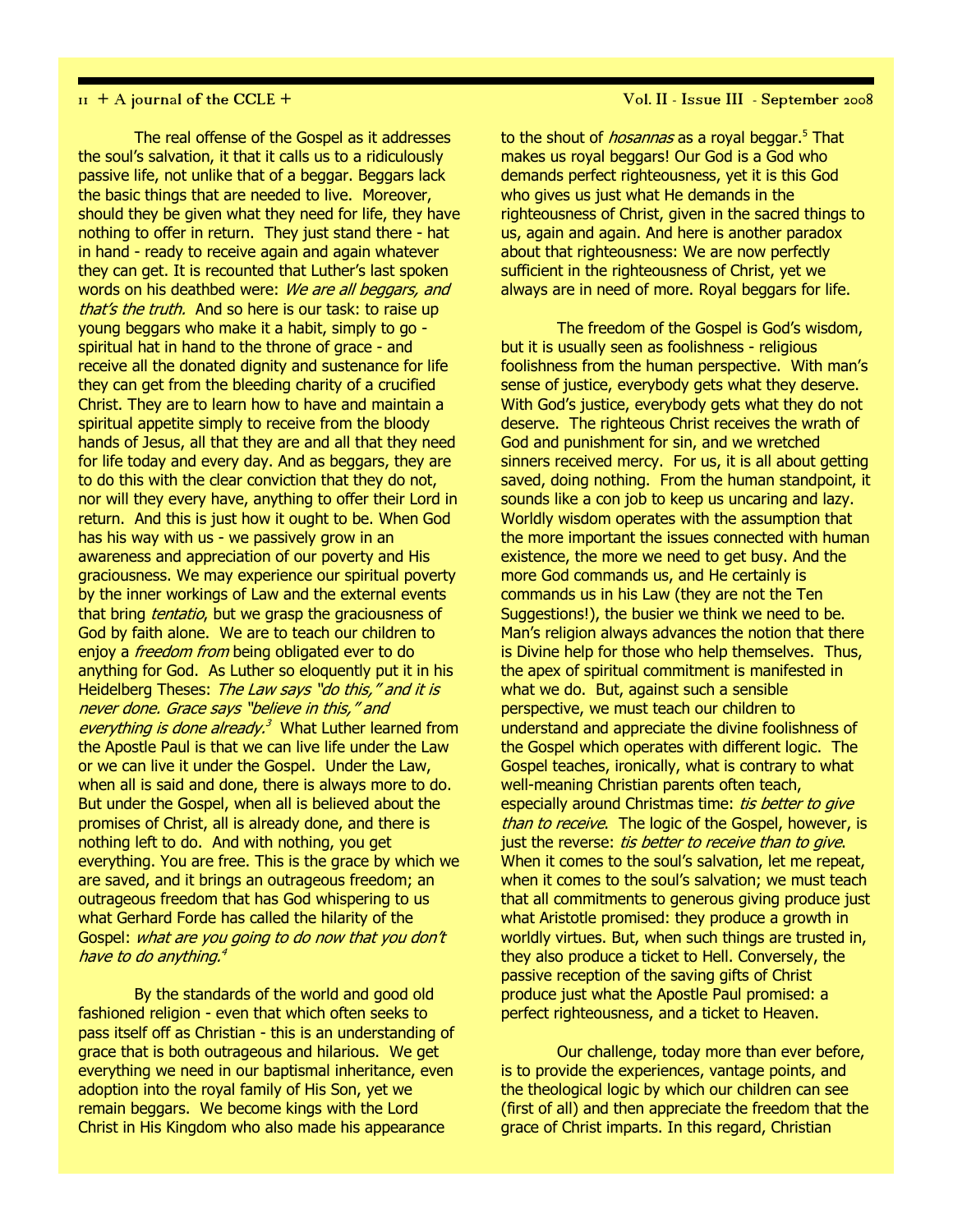The real offense of the Gospel as it addresses the soul's salvation, it that it calls us to a ridiculously passive life, not unlike that of a beggar. Beggars lack the basic things that are needed to live. Moreover, should they be given what they need for life, they have nothing to offer in return. They just stand there - hat in hand - ready to receive again and again whatever they can get. It is recounted that Luther's last spoken words on his deathbed were: *We are all beggars, and that's the truth.* And so here is our task: to raise up young beggars who make it a habit, simply to go - spiritual hat in hand to the throne of grace - and receive all the donated dignity and sustenance for life they can get from the bleeding charity of a crucified Christ. They are to learn how to have and maintain a spiritual appetite simply to receive from the bloody hands of Jesus, all that they are and all that they need for life today and every day. And as beggars, they are to do this with the clear conviction that they do not, nor will they every have, anything to offer their Lord in return. And this is just how it ought to be. When God has his way with us - we passively grow in an awareness and appreciation of our poverty and His graciousness. We may experience our spiritual poverty by the inner workings of Law and the external events that bring *tentatio*, but we grasp the graciousness of God by faith alone. We are to teach our children to enjoy a *freedom from* being obligated ever to do anything for God. As Luther so eloquently put it in his Heidelberg Theses: *The Law says "do this," and it is never done. Grace says "believe in this," and everything is done already.*[3] What Luther learned from the Apostle Paul is that we can live life under the Law or we can live it under the Gospel. Under the Law, when all is said and done, there is always more to do. But under the Gospel, when all is believed about the promises of Christ, all is already done, and there is nothing left to do. And with nothing, you get everything. You are free. This is the grace by which we are saved, and it brings an outrageous freedom; an outrageous freedom that has God whispering to us what Gerhard Forde has called the hilarity of the Gospel: *what are you going to do now that you don't have to do anything.*[4]

By the standards of the world and good old fashioned religion - even that which often seeks to pass itself off as Christian - this is an understanding of grace that is both outrageous and hilarious. We get everything we need in our baptismal inheritance, even adoption into the royal family of His Son, yet we remain beggars. We become kings with the Lord Christ in His Kingdom who also made his appearance to the shout of *hosannas* as a royal beggar.[5] That makes us royal beggars! Our God is a God who demands perfect righteousness, yet it is this God who gives us just what He demands in the righteousness of Christ, given in the sacred things to us, again and again. And here is another paradox about that righteousness: We are now perfectly sufficient in the righteousness of Christ, yet we always are in need of more. Royal beggars for life.

The freedom of the Gospel is God's wisdom, but it is usually seen as foolishness - religious foolishness from the human perspective. With man's sense of justice, everybody gets what they deserve. With God's justice, everybody gets what they do not deserve. The righteous Christ receives the wrath of God and punishment for sin, and we wretched sinners received mercy. For us, it is all about getting saved, doing nothing. From the human standpoint, it sounds like a con job to keep us uncaring and lazy. Worldly wisdom operates with the assumption that the more important the issues connected with human existence, the more we need to get busy. And the more God commands us, and He certainly is commands us in his Law (they are not the Ten Suggestions!), the busier we think we need to be. Man's religion always advances the notion that there is Divine help for those who help themselves. Thus, the apex of spiritual commitment is manifested in what we do. But, against such a sensible perspective, we must teach our children to understand and appreciate the divine foolishness of the Gospel which operates with different logic. The Gospel teaches, ironically, what is contrary to what well-meaning Christian parents often teach, especially around Christmas time: *tis better to give than to receive*. The logic of the Gospel, however, is just the reverse: *tis better to receive than to give*. When it comes to the soul's salvation, let me repeat, when it comes to the soul's salvation; we must teach that all commitments to generous giving produce just what Aristotle promised: they produce a growth in worldly virtues. But, when such things are trusted in, they also produce a ticket to Hell. Conversely, the passive reception of the saving gifts of Christ produce just what the Apostle Paul promised: a perfect righteousness, and a ticket to Heaven.

Our challenge, today more than ever before, is to provide the experiences, vantage points, and the theological logic by which our children can see (first of all) and then appreciate the freedom that the grace of Christ imparts. In this regard, Christian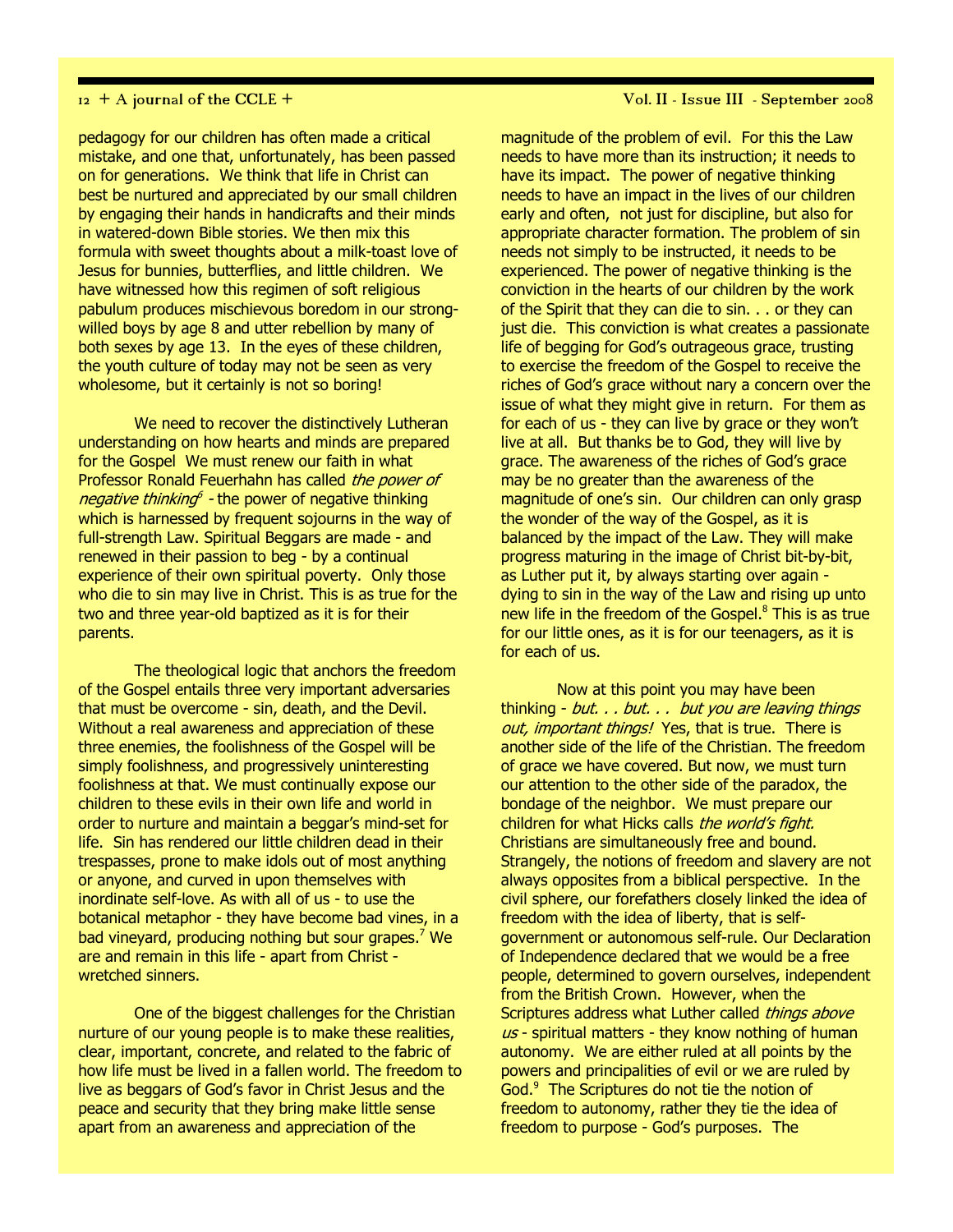pedagogy for our children has often made a critical mistake, and one that, unfortunately, has been passed on for generations. We think that life in Christ can best be nurtured and appreciated by our small children by engaging their hands in handicrafts and their minds in watered-down Bible stories. We then mix this formula with sweet thoughts about a milk-toast love of Jesus for bunnies, butterflies, and little children. We have witnessed how this regimen of soft religious pabulum produces mischievous boredom in our strong-willed boys by age 8 and utter rebellion by many of both sexes by age 13. In the eyes of these children, the youth culture of today may not be seen as very wholesome, but it certainly is not so boring!

We need to recover the distinctively Lutheran understanding on how hearts and minds are prepared for the Gospel We must renew our faith in what Professor Ronald Feuerhahn has called *the power of negative thinking*[6] - the power of negative thinking which is harnessed by frequent sojourns in the way of full-strength Law. Spiritual Beggars are made - and renewed in their passion to beg - by a continual experience of their own spiritual poverty. Only those who die to sin may live in Christ. This is as true for the two and three year-old baptized as it is for their parents.

The theological logic that anchors the freedom of the Gospel entails three very important adversaries that must be overcome - sin, death, and the Devil. Without a real awareness and appreciation of these three enemies, the foolishness of the Gospel will be simply foolishness, and progressively uninteresting foolishness at that. We must continually expose our children to these evils in their own life and world in order to nurture and maintain a beggar's mind-set for life. Sin has rendered our little children dead in their trespasses, prone to make idols out of most anything or anyone, and curved in upon themselves with inordinate self-love. As with all of us - to use the botanical metaphor - they have become bad vines, in a bad vineyard, producing nothing but sour grapes.[7] We are and remain in this life - apart from Christ - wretched sinners.

One of the biggest challenges for the Christian nurture of our young people is to make these realities, clear, important, concrete, and related to the fabric of how life must be lived in a fallen world. The freedom to live as beggars of God's favor in Christ Jesus and the peace and security that they bring make little sense apart from an awareness and appreciation of the magnitude of the problem of evil. For this the Law needs to have more than its instruction; it needs to have its impact. The power of negative thinking needs to have an impact in the lives of our children early and often, not just for discipline, but also for appropriate character formation. The problem of sin needs not simply to be instructed, it needs to be experienced. The power of negative thinking is the conviction in the hearts of our children by the work of the Spirit that they can die to sin. . . or they can just die. This conviction is what creates a passionate life of begging for God's outrageous grace, trusting to exercise the freedom of the Gospel to receive the riches of God's grace without nary a concern over the issue of what they might give in return. For them as for each of us - they can live by grace or they won't live at all. But thanks be to God, they will live by grace. The awareness of the riches of God's grace may be no greater than the awareness of the magnitude of one's sin. Our children can only grasp the wonder of the way of the Gospel, as it is balanced by the impact of the Law. They will make progress maturing in the image of Christ bit-by-bit, as Luther put it, by always starting over again - dying to sin in the way of the Law and rising up unto new life in the freedom of the Gospel.[8] This is as true for our little ones, as it is for our teenagers, as it is for each of us.

Now at this point you may have been thinking - *but. . . but. . . but you are leaving things out, important things!* Yes, that is true. There is another side of the life of the Christian. The freedom of grace we have covered. But now, we must turn our attention to the other side of the paradox, the bondage of the neighbor. We must prepare our children for what Hicks calls *the world's fight.* Christians are simultaneously free and bound. Strangely, the notions of freedom and slavery are not always opposites from a biblical perspective. In the civil sphere, our forefathers closely linked the idea of freedom with the idea of liberty, that is self-government or autonomous self-rule. Our Declaration of Independence declared that we would be a free people, determined to govern ourselves, independent from the British Crown. However, when the Scriptures address what Luther called *things above us* - spiritual matters - they know nothing of human autonomy. We are either ruled at all points by the powers and principalities of evil or we are ruled by God.[9] The Scriptures do not tie the notion of freedom to autonomy, rather they tie the idea of freedom to purpose - God's purposes. The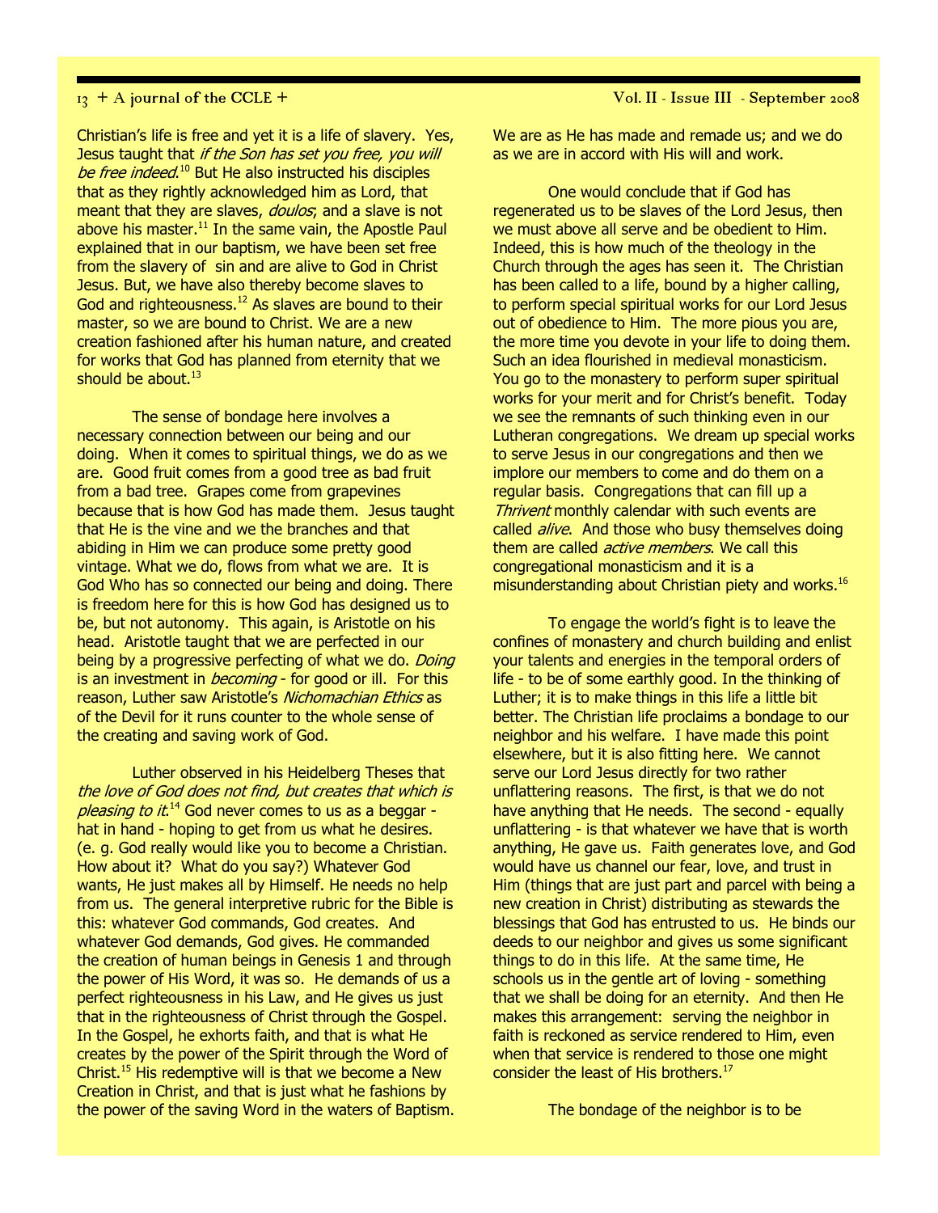Christian's life is free and yet it is a life of slavery. Yes, Jesus taught that *if the Son has set you free, you will be free indeed*.[10] But He also instructed his disciples that as they rightly acknowledged him as Lord, that meant that they are slaves, *doulos*; and a slave is not above his master.[11] In the same vain, the Apostle Paul explained that in our baptism, we have been set free from the slavery of sin and are alive to God in Christ Jesus. But, we have also thereby become slaves to God and righteousness.[12] As slaves are bound to their master, so we are bound to Christ. We are a new creation fashioned after his human nature, and created for works that God has planned from eternity that we should be about.[13]

The sense of bondage here involves a necessary connection between our being and our doing. When it comes to spiritual things, we do as we are. Good fruit comes from a good tree as bad fruit from a bad tree. Grapes come from grapevines because that is how God has made them. Jesus taught that He is the vine and we the branches and that abiding in Him we can produce some pretty good vintage. What we do, flows from what we are. It is God Who has so connected our being and doing. There is freedom here for this is how God has designed us to be, but not autonomy. This again, is Aristotle on his head. Aristotle taught that we are perfected in our being by a progressive perfecting of what we do. *Doing* is an investment in *becoming* - for good or ill. For this reason, Luther saw Aristotle's *Nichomachian Ethics* as of the Devil for it runs counter to the whole sense of the creating and saving work of God.

Luther observed in his Heidelberg Theses that *the love of God does not find, but creates that which is pleasing to it*.[14] God never comes to us as a beggar - hat in hand - hoping to get from us what he desires. (e. g. God really would like you to become a Christian. How about it? What do you say?) Whatever God wants, He just makes all by Himself. He needs no help from us. The general interpretive rubric for the Bible is this: whatever God commands, God creates. And whatever God demands, God gives. He commanded the creation of human beings in Genesis 1 and through the power of His Word, it was so. He demands of us a perfect righteousness in his Law, and He gives us just that in the righteousness of Christ through the Gospel. In the Gospel, he exhorts faith, and that is what He creates by the power of the Spirit through the Word of Christ.[15] His redemptive will is that we become a New Creation in Christ, and that is just what he fashions by the power of the saving Word in the waters of Baptism. We are as He has made and remade us; and we do as we are in accord with His will and work.

One would conclude that if God has regenerated us to be slaves of the Lord Jesus, then we must above all serve and be obedient to Him. Indeed, this is how much of the theology in the Church through the ages has seen it. The Christian has been called to a life, bound by a higher calling, to perform special spiritual works for our Lord Jesus out of obedience to Him. The more pious you are, the more time you devote in your life to doing them. Such an idea flourished in medieval monasticism. You go to the monastery to perform super spiritual works for your merit and for Christ's benefit. Today we see the remnants of such thinking even in our Lutheran congregations. We dream up special works to serve Jesus in our congregations and then we implore our members to come and do them on a regular basis. Congregations that can fill up a *Thrivent* monthly calendar with such events are called *alive*. And those who busy themselves doing them are called *active members*. We call this congregational monasticism and it is a misunderstanding about Christian piety and works.[16]

To engage the world's fight is to leave the confines of monastery and church building and enlist your talents and energies in the temporal orders of life - to be of some earthly good. In the thinking of Luther; it is to make things in this life a little bit better. The Christian life proclaims a bondage to our neighbor and his welfare. I have made this point elsewhere, but it is also fitting here. We cannot serve our Lord Jesus directly for two rather unflattering reasons. The first, is that we do not have anything that He needs. The second - equally unflattering - is that whatever we have that is worth anything, He gave us. Faith generates love, and God would have us channel our fear, love, and trust in Him (things that are just part and parcel with being a new creation in Christ) distributing as stewards the blessings that God has entrusted to us. He binds our deeds to our neighbor and gives us some significant things to do in this life. At the same time, He schools us in the gentle art of loving - something that we shall be doing for an eternity. And then He makes this arrangement: serving the neighbor in faith is reckoned as service rendered to Him, even when that service is rendered to those one might consider the least of His brothers.[17]

The bondage of the neighbor is to be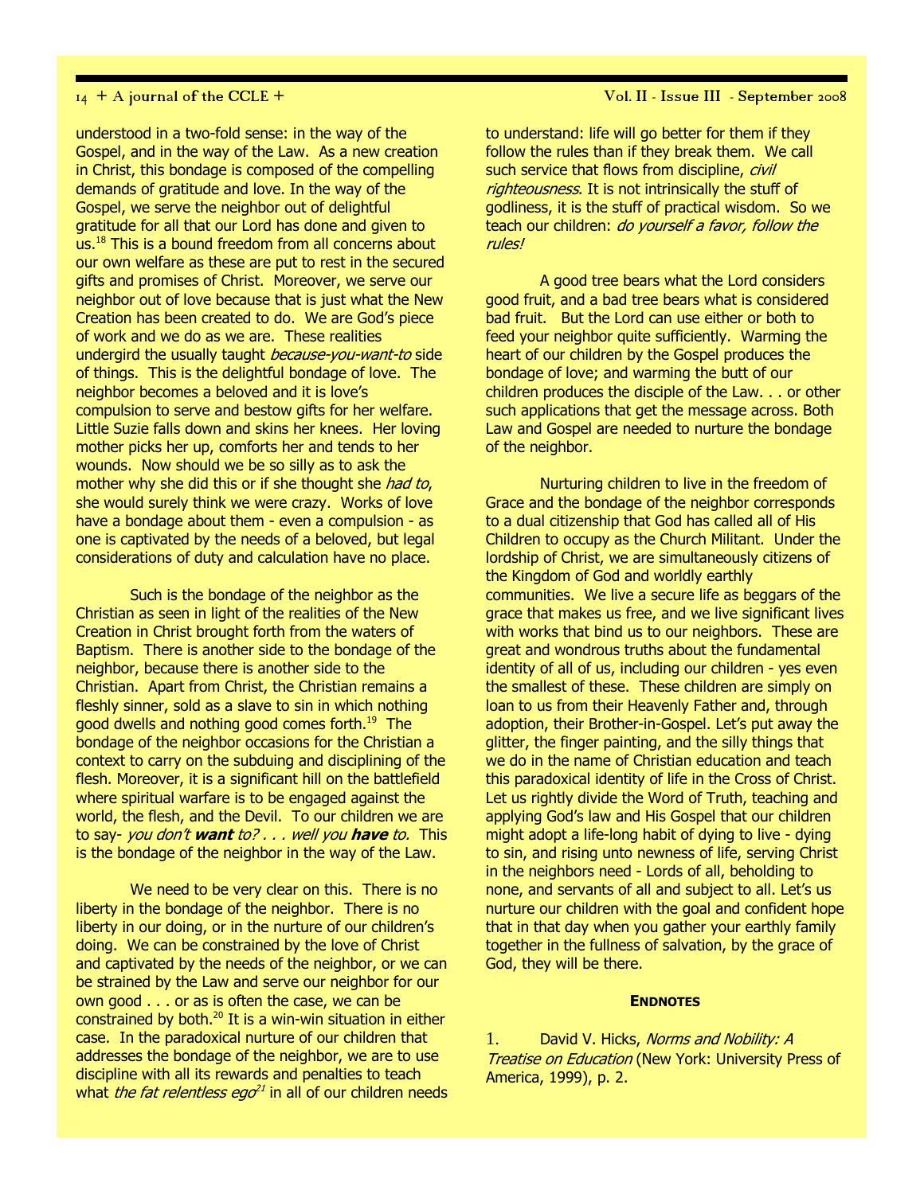understood in a two-fold sense: in the way of the Gospel, and in the way of the Law. As a new creation in Christ, this bondage is composed of the compelling demands of gratitude and love. In the way of the Gospel, we serve the neighbor out of delightful gratitude for all that our Lord has done and given to us.[18] This is a bound freedom from all concerns about our own welfare as these are put to rest in the secured gifts and promises of Christ. Moreover, we serve our neighbor out of love because that is just what the New Creation has been created to do. We are God's piece of work and we do as we are. These realities undergird the usually taught *because-you-want-to* side of things. This is the delightful bondage of love. The neighbor becomes a beloved and it is love's compulsion to serve and bestow gifts for her welfare. Little Suzie falls down and skins her knees. Her loving mother picks her up, comforts her and tends to her wounds. Now should we be so silly as to ask the mother why she did this or if she thought she *had to*, she would surely think we were crazy. Works of love have a bondage about them - even a compulsion - as one is captivated by the needs of a beloved, but legal considerations of duty and calculation have no place.

Such is the bondage of the neighbor as the Christian as seen in light of the realities of the New Creation in Christ brought forth from the waters of Baptism. There is another side to the bondage of the neighbor, because there is another side to the Christian. Apart from Christ, the Christian remains a fleshly sinner, sold as a slave to sin in which nothing good dwells and nothing good comes forth.[19] The bondage of the neighbor occasions for the Christian a context to carry on the subduing and disciplining of the flesh. Moreover, it is a significant hill on the battlefield where spiritual warfare is to be engaged against the world, the flesh, and the Devil. To our children we are to say- *you don't **want** to? . . . well you **have** to.* This is the bondage of the neighbor in the way of the Law.

We need to be very clear on this. There is no liberty in the bondage of the neighbor. There is no liberty in our doing, or in the nurture of our children's doing. We can be constrained by the love of Christ and captivated by the needs of the neighbor, or we can be strained by the Law and serve our neighbor for our own good . . . or as is often the case, we can be constrained by both.[20] It is a win-win situation in either case. In the paradoxical nurture of our children that addresses the bondage of the neighbor, we are to use discipline with all its rewards and penalties to teach what *the fat relentless ego*[21] in all of our children needs to understand: life will go better for them if they follow the rules than if they break them. We call such service that flows from discipline, *civil righteousness*. It is not intrinsically the stuff of godliness, it is the stuff of practical wisdom. So we teach our children: *do yourself a favor, follow the rules!*

A good tree bears what the Lord considers good fruit, and a bad tree bears what is considered bad fruit. But the Lord can use either or both to feed your neighbor quite sufficiently. Warming the heart of our children by the Gospel produces the bondage of love; and warming the butt of our children produces the disciple of the Law. . . or other such applications that get the message across. Both Law and Gospel are needed to nurture the bondage of the neighbor.

Nurturing children to live in the freedom of Grace and the bondage of the neighbor corresponds to a dual citizenship that God has called all of His Children to occupy as the Church Militant. Under the lordship of Christ, we are simultaneously citizens of the Kingdom of God and worldly earthly communities. We live a secure life as beggars of the grace that makes us free, and we live significant lives with works that bind us to our neighbors. These are great and wondrous truths about the fundamental identity of all of us, including our children - yes even the smallest of these. These children are simply on loan to us from their Heavenly Father and, through adoption, their Brother-in-Gospel. Let's put away the glitter, the finger painting, and the silly things that we do in the name of Christian education and teach this paradoxical identity of life in the Cross of Christ. Let us rightly divide the Word of Truth, teaching and applying God's law and His Gospel that our children might adopt a life-long habit of dying to live - dying to sin, and rising unto newness of life, serving Christ in the neighbors need - Lords of all, beholding to none, and servants of all and subject to all. Let's us nurture our children with the goal and confident hope that in that day when you gather your earthly family together in the fullness of salvation, by the grace of God, they will be there.

**ENDNOTES**

1. David V. Hicks, *Norms and Nobility: A Treatise on Education* (New York: University Press of America, 1999), p. 2.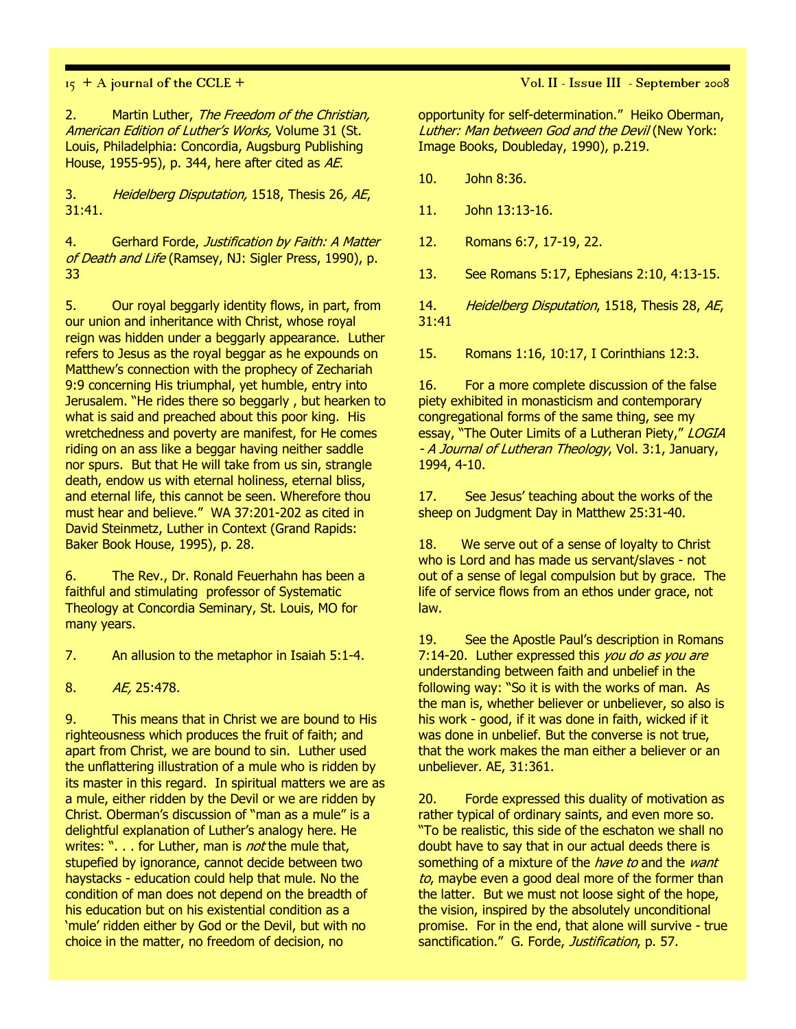2. Martin Luther, *The Freedom of the Christian, American Edition of Luther's Works,* Volume 31 (St. Louis, Philadelphia: Concordia, Augsburg Publishing House, 1955-95), p. 344, here after cited as *AE*.

3. *Heidelberg Disputation,* 1518, Thesis 26*, AE*, 31:41.

4. Gerhard Forde, *Justification by Faith: A Matter of Death and Life* (Ramsey, NJ: Sigler Press, 1990), p. 33

5. Our royal beggarly identity flows, in part, from our union and inheritance with Christ, whose royal reign was hidden under a beggarly appearance. Luther refers to Jesus as the royal beggar as he expounds on Matthew's connection with the prophecy of Zechariah 9:9 concerning His triumphal, yet humble, entry into Jerusalem. "He rides there so beggarly , but hearken to what is said and preached about this poor king. His wretchedness and poverty are manifest, for He comes riding on an ass like a beggar having neither saddle nor spurs. But that He will take from us sin, strangle death, endow us with eternal holiness, eternal bliss, and eternal life, this cannot be seen. Wherefore thou must hear and believe." WA 37:201-202 as cited in David Steinmetz, Luther in Context (Grand Rapids: Baker Book House, 1995), p. 28.

6. The Rev., Dr. Ronald Feuerhahn has been a faithful and stimulating professor of Systematic Theology at Concordia Seminary, St. Louis, MO for many years.

7. An allusion to the metaphor in Isaiah 5:1-4.

8. *AE,* 25:478.

9. This means that in Christ we are bound to His righteousness which produces the fruit of faith; and apart from Christ, we are bound to sin. Luther used the unflattering illustration of a mule who is ridden by its master in this regard. In spiritual matters we are as a mule, either ridden by the Devil or we are ridden by Christ. Oberman's discussion of "man as a mule" is a delightful explanation of Luther's analogy here. He writes: ". . . for Luther, man is *not* the mule that, stupefied by ignorance, cannot decide between two haystacks - education could help that mule. No the condition of man does not depend on the breadth of his education but on his existential condition as a 'mule' ridden either by God or the Devil, but with no choice in the matter, no freedom of decision, no opportunity for self-determination." Heiko Oberman, *Luther: Man between God and the Devil* (New York: Image Books, Doubleday, 1990), p.219.

10. John 8:36.

11. John 13:13-16.

12. Romans 6:7, 17-19, 22.

13. See Romans 5:17, Ephesians 2:10, 4:13-15.

14. *Heidelberg Disputation*, 1518, Thesis 28, *AE*, 31:41

15. Romans 1:16, 10:17, I Corinthians 12:3.

16. For a more complete discussion of the false piety exhibited in monasticism and contemporary congregational forms of the same thing, see my essay, "The Outer Limits of a Lutheran Piety," *LOGIA - A Journal of Lutheran Theology*, Vol. 3:1, January, 1994, 4-10.

17. See Jesus' teaching about the works of the sheep on Judgment Day in Matthew 25:31-40.

18. We serve out of a sense of loyalty to Christ who is Lord and has made us servant/slaves - not out of a sense of legal compulsion but by grace. The life of service flows from an ethos under grace, not law.

19. See the Apostle Paul's description in Romans 7:14-20. Luther expressed this *you do as you are* understanding between faith and unbelief in the following way: "So it is with the works of man. As the man is, whether believer or unbeliever, so also is his work - good, if it was done in faith, wicked if it was done in unbelief. But the converse is not true, that the work makes the man either a believer or an unbeliever. AE, 31:361.

20. Forde expressed this duality of motivation as rather typical of ordinary saints, and even more so. "To be realistic, this side of the eschaton we shall no doubt have to say that in our actual deeds there is something of a mixture of the *have to* and the *want to*, maybe even a good deal more of the former than the latter. But we must not loose sight of the hope, the vision, inspired by the absolutely unconditional promise. For in the end, that alone will survive - true sanctification." G. Forde, *Justification*, p. 57.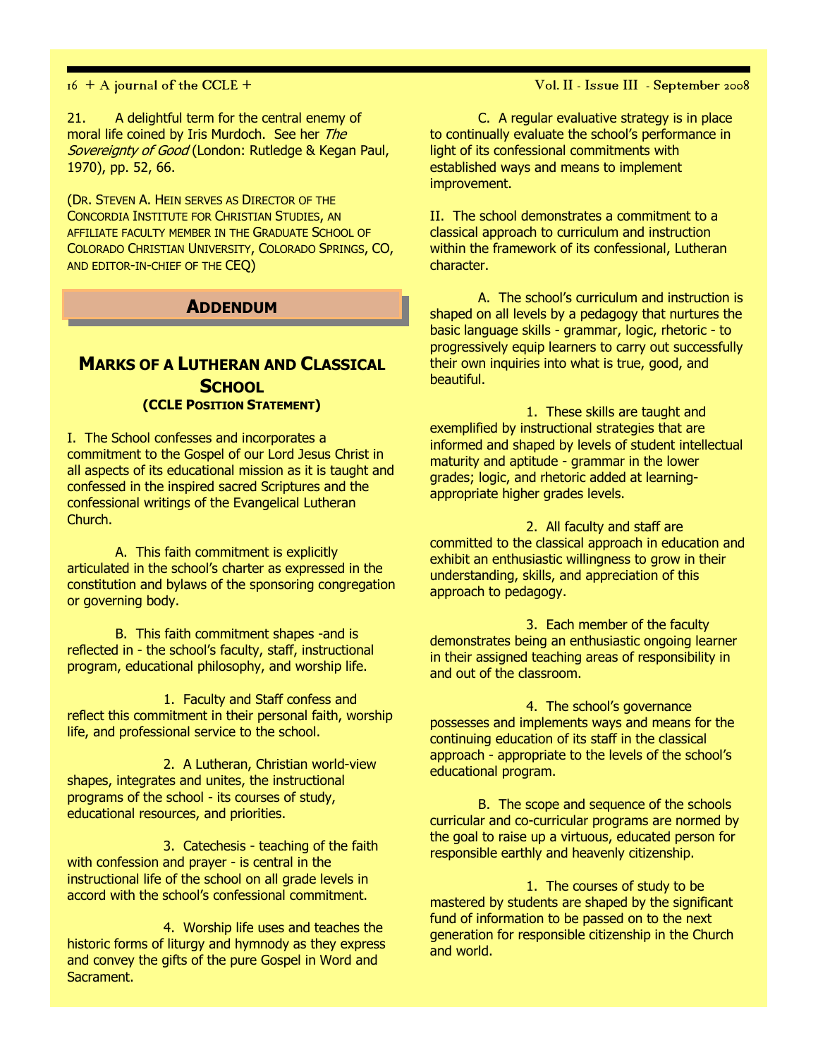21. A delightful term for the central enemy of moral life coined by Iris Murdoch. See her *The Sovereignty of Good* (London: Rutledge & Kegan Paul, 1970), pp. 52, 66.

(DR. STEVEN A. HEIN SERVES AS DIRECTOR OF THE CONCORDIA INSTITUTE FOR CHRISTIAN STUDIES, AN AFFILIATE FACULTY MEMBER IN THE GRADUATE SCHOOL OF COLORADO CHRISTIAN UNIVERSITY, COLORADO SPRINGS, CO, AND EDITOR-IN-CHIEF OF THE CEQ)

## ADDENDUM

## MARKS OF A LUTHERAN AND CLASSICAL SCHOOL
### (CCLE POSITION STATEMENT)

I. The School confesses and incorporates a commitment to the Gospel of our Lord Jesus Christ in all aspects of its educational mission as it is taught and confessed in the inspired sacred Scriptures and the confessional writings of the Evangelical Lutheran Church.

A. This faith commitment is explicitly articulated in the school's charter as expressed in the constitution and bylaws of the sponsoring congregation or governing body.

B. This faith commitment shapes -and is reflected in - the school's faculty, staff, instructional program, educational philosophy, and worship life.

1. Faculty and Staff confess and reflect this commitment in their personal faith, worship life, and professional service to the school.

2. A Lutheran, Christian world-view shapes, integrates and unites, the instructional programs of the school - its courses of study, educational resources, and priorities.

3. Catechesis - teaching of the faith with confession and prayer - is central in the instructional life of the school on all grade levels in accord with the school's confessional commitment.

4. Worship life uses and teaches the historic forms of liturgy and hymnody as they express and convey the gifts of the pure Gospel in Word and Sacrament.

C. A regular evaluative strategy is in place to continually evaluate the school's performance in light of its confessional commitments with established ways and means to implement improvement.

II. The school demonstrates a commitment to a classical approach to curriculum and instruction within the framework of its confessional, Lutheran character.

A. The school's curriculum and instruction is shaped on all levels by a pedagogy that nurtures the basic language skills - grammar, logic, rhetoric - to progressively equip learners to carry out successfully their own inquiries into what is true, good, and beautiful.

1. These skills are taught and exemplified by instructional strategies that are informed and shaped by levels of student intellectual maturity and aptitude - grammar in the lower grades; logic, and rhetoric added at learning-appropriate higher grades levels.

2. All faculty and staff are committed to the classical approach in education and exhibit an enthusiastic willingness to grow in their understanding, skills, and appreciation of this approach to pedagogy.

3. Each member of the faculty demonstrates being an enthusiastic ongoing learner in their assigned teaching areas of responsibility in and out of the classroom.

4. The school's governance possesses and implements ways and means for the continuing education of its staff in the classical approach - appropriate to the levels of the school's educational program.

B. The scope and sequence of the schools curricular and co-curricular programs are normed by the goal to raise up a virtuous, educated person for responsible earthly and heavenly citizenship.

1. The courses of study to be mastered by students are shaped by the significant fund of information to be passed on to the next generation for responsible citizenship in the Church and world.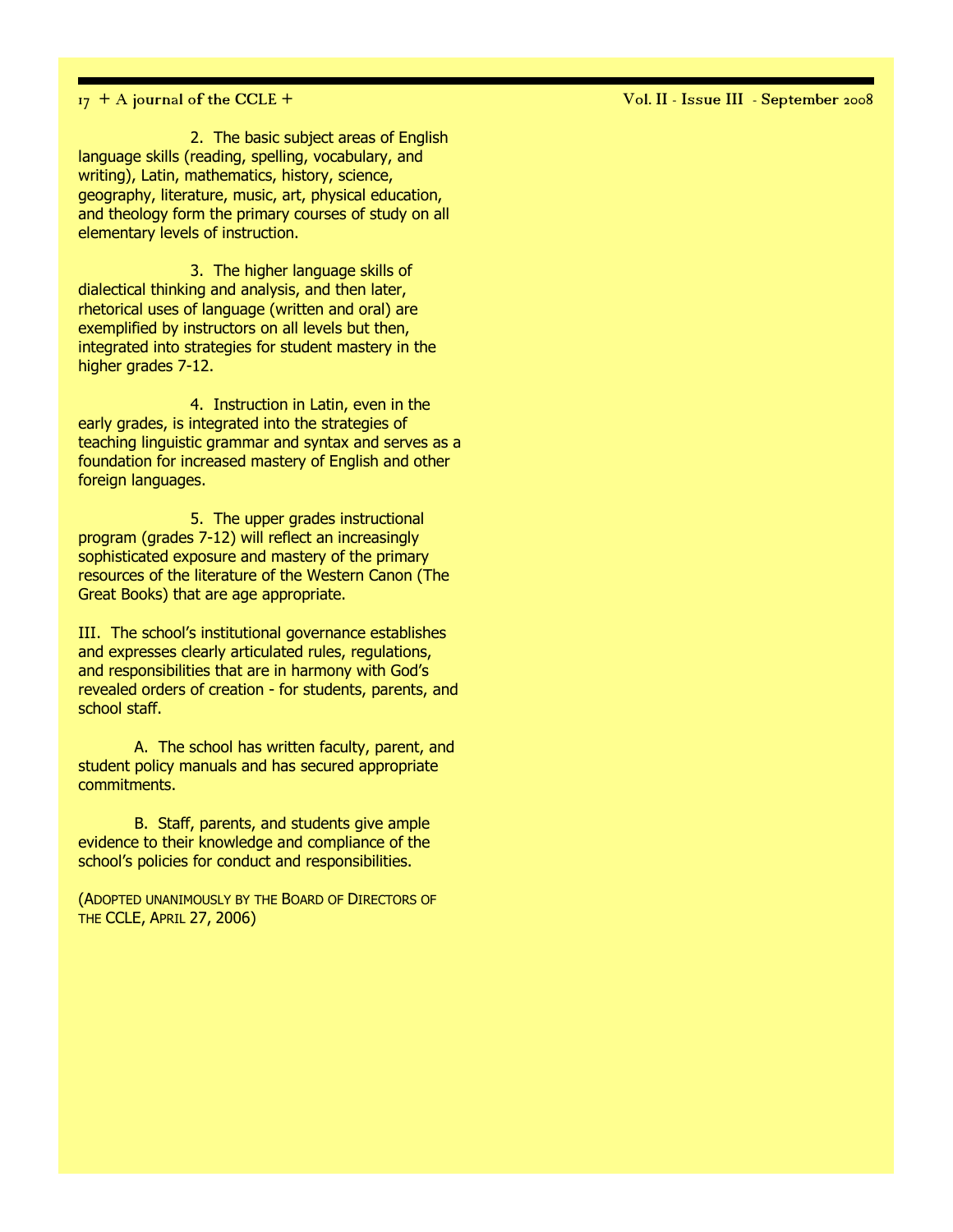2. The basic subject areas of English language skills (reading, spelling, vocabulary, and writing), Latin, mathematics, history, science, geography, literature, music, art, physical education, and theology form the primary courses of study on all elementary levels of instruction.

3. The higher language skills of dialectical thinking and analysis, and then later, rhetorical uses of language (written and oral) are exemplified by instructors on all levels but then, integrated into strategies for student mastery in the higher grades 7-12.

4. Instruction in Latin, even in the early grades, is integrated into the strategies of teaching linguistic grammar and syntax and serves as a foundation for increased mastery of English and other foreign languages.

5. The upper grades instructional program (grades 7-12) will reflect an increasingly sophisticated exposure and mastery of the primary resources of the literature of the Western Canon (The Great Books) that are age appropriate.

III. The school's institutional governance establishes and expresses clearly articulated rules, regulations, and responsibilities that are in harmony with God's revealed orders of creation - for students, parents, and school staff.

A. The school has written faculty, parent, and student policy manuals and has secured appropriate commitments.

B. Staff, parents, and students give ample evidence to their knowledge and compliance of the school's policies for conduct and responsibilities.

(Adopted unanimously by the Board of Directors of the CCLE, April 27, 2006)